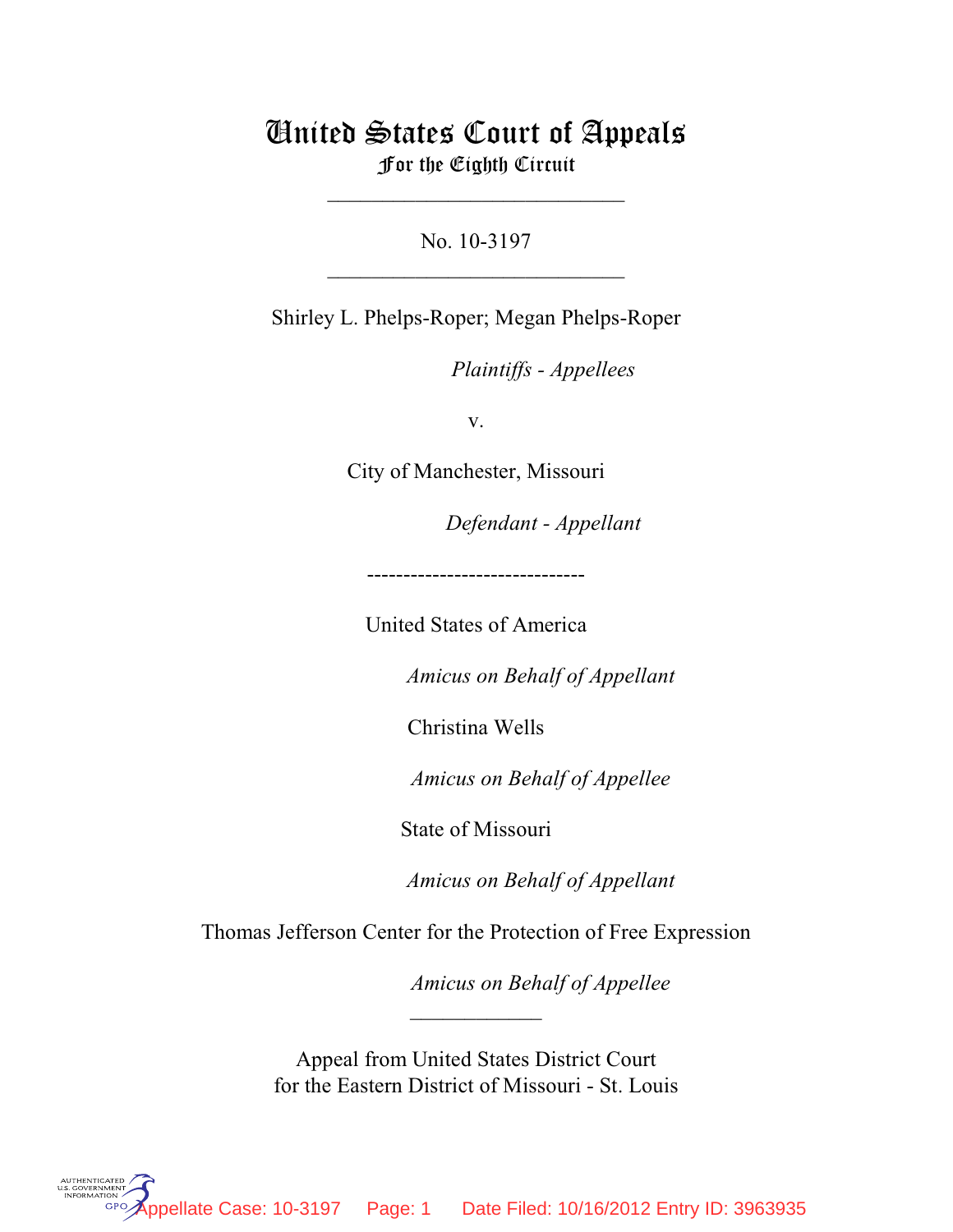# United States Court of Appeals
## For the Eighth Circuit

___________________________

No. 10-3197

___________________________

Shirley L. Phelps-Roper; Megan Phelps-Roper

*Plaintiffs - Appellees*

v.

City of Manchester, Missouri

*Defendant - Appellant*

------------------------------

United States of America

*Amicus on Behalf of Appellant*

Christina Wells

*Amicus on Behalf of Appellee*

State of Missouri

*Amicus on Behalf of Appellant*

Thomas Jefferson Center for the Protection of Free Expression

*Amicus on Behalf of Appellee*

____________

Appeal from United States District Court
for the Eastern District of Missouri - St. Louis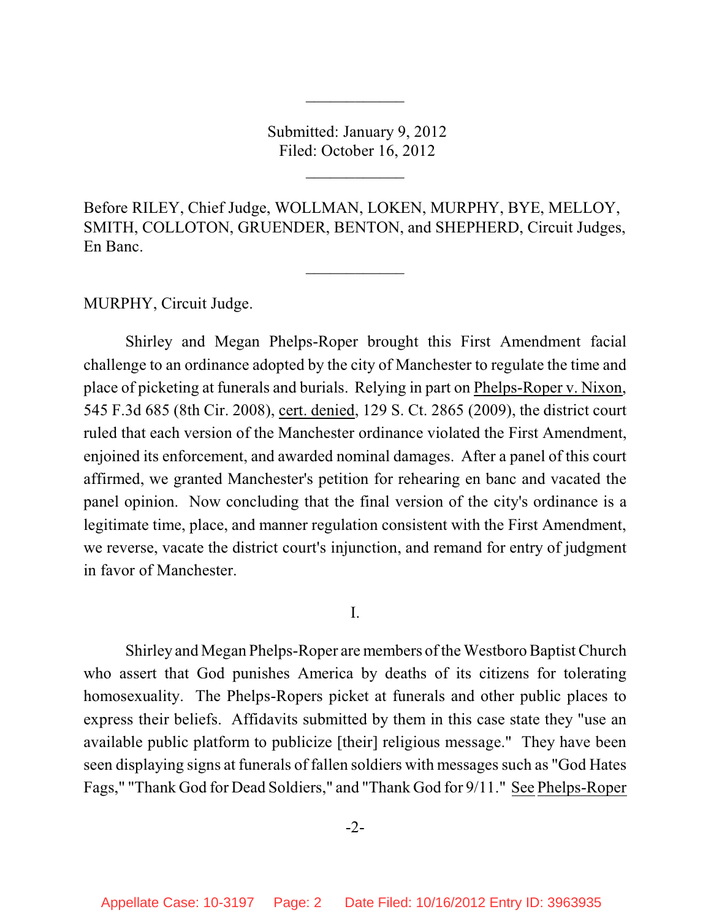Submitted: January 9, 2012
Filed: October 16, 2012

Before RILEY, Chief Judge, WOLLMAN, LOKEN, MURPHY, BYE, MELLOY, SMITH, COLLOTON, GRUENDER, BENTON, and SHEPHERD, Circuit Judges, En Banc.

MURPHY, Circuit Judge.

Shirley and Megan Phelps-Roper brought this First Amendment facial challenge to an ordinance adopted by the city of Manchester to regulate the time and place of picketing at funerals and burials. Relying in part on Phelps-Roper v. Nixon, 545 F.3d 685 (8th Cir. 2008), cert. denied, 129 S. Ct. 2865 (2009), the district court ruled that each version of the Manchester ordinance violated the First Amendment, enjoined its enforcement, and awarded nominal damages. After a panel of this court affirmed, we granted Manchester's petition for rehearing en banc and vacated the panel opinion. Now concluding that the final version of the city's ordinance is a legitimate time, place, and manner regulation consistent with the First Amendment, we reverse, vacate the district court's injunction, and remand for entry of judgment in favor of Manchester.

I.

Shirley and Megan Phelps-Roper are members of the Westboro Baptist Church who assert that God punishes America by deaths of its citizens for tolerating homosexuality. The Phelps-Ropers picket at funerals and other public places to express their beliefs. Affidavits submitted by them in this case state they "use an available public platform to publicize [their] religious message." They have been seen displaying signs at funerals of fallen soldiers with messages such as "God Hates Fags," "Thank God for Dead Soldiers," and "Thank God for 9/11." See Phelps-Roper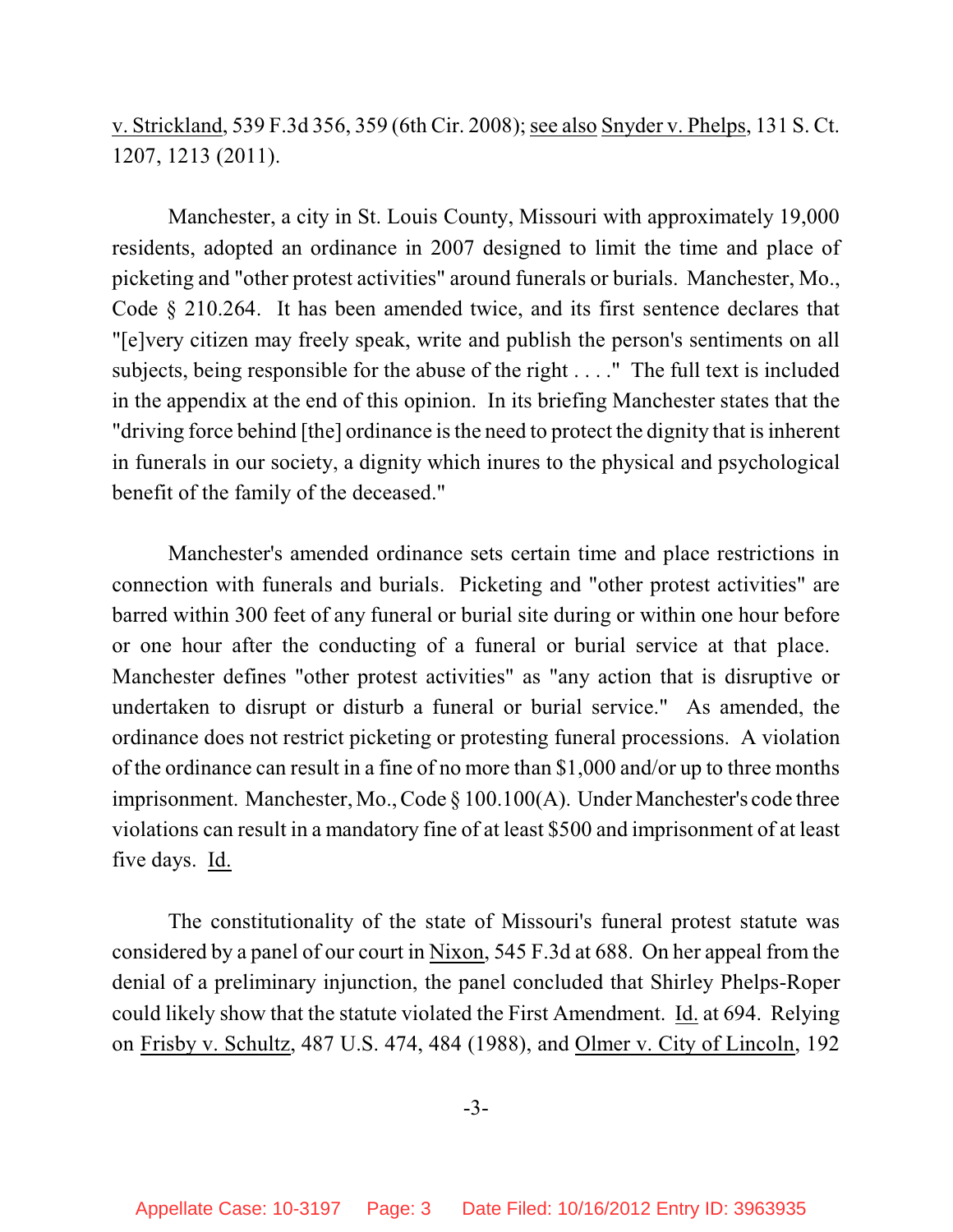v. Strickland, 539 F.3d 356, 359 (6th Cir. 2008); see also Snyder v. Phelps, 131 S. Ct. 1207, 1213 (2011).

Manchester, a city in St. Louis County, Missouri with approximately 19,000 residents, adopted an ordinance in 2007 designed to limit the time and place of picketing and "other protest activities" around funerals or burials. Manchester, Mo., Code § 210.264. It has been amended twice, and its first sentence declares that "[e]very citizen may freely speak, write and publish the person's sentiments on all subjects, being responsible for the abuse of the right . . . ." The full text is included in the appendix at the end of this opinion. In its briefing Manchester states that the "driving force behind [the] ordinance is the need to protect the dignity that is inherent in funerals in our society, a dignity which inures to the physical and psychological benefit of the family of the deceased."

Manchester's amended ordinance sets certain time and place restrictions in connection with funerals and burials. Picketing and "other protest activities" are barred within 300 feet of any funeral or burial site during or within one hour before or one hour after the conducting of a funeral or burial service at that place. Manchester defines "other protest activities" as "any action that is disruptive or undertaken to disrupt or disturb a funeral or burial service." As amended, the ordinance does not restrict picketing or protesting funeral processions. A violation of the ordinance can result in a fine of no more than $1,000 and/or up to three months imprisonment. Manchester, Mo., Code § 100.100(A). Under Manchester's code three violations can result in a mandatory fine of at least $500 and imprisonment of at least five days. Id.

The constitutionality of the state of Missouri's funeral protest statute was considered by a panel of our court in Nixon, 545 F.3d at 688. On her appeal from the denial of a preliminary injunction, the panel concluded that Shirley Phelps-Roper could likely show that the statute violated the First Amendment. Id. at 694. Relying on Frisby v. Schultz, 487 U.S. 474, 484 (1988), and Olmer v. City of Lincoln, 192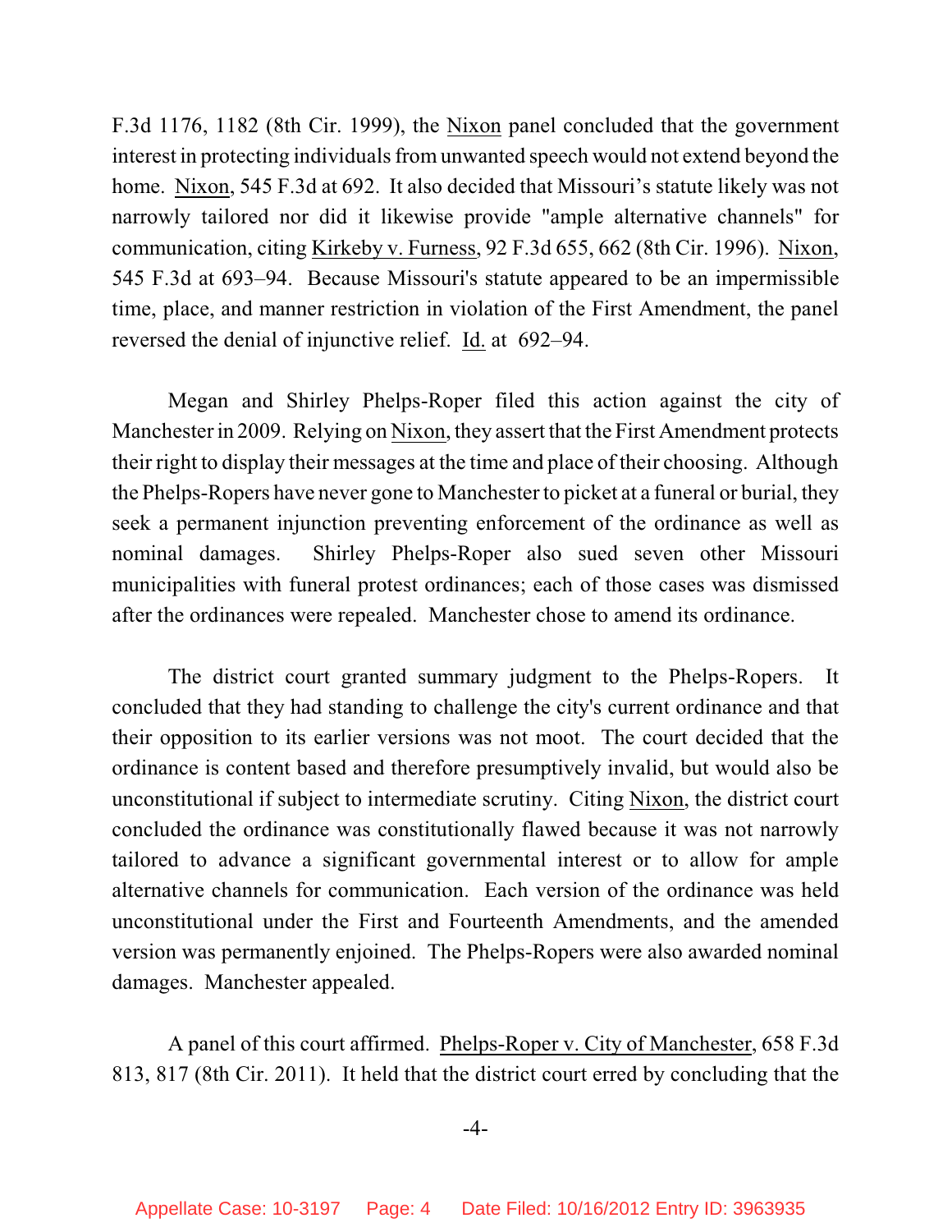F.3d 1176, 1182 (8th Cir. 1999), the Nixon panel concluded that the government interest in protecting individuals from unwanted speech would not extend beyond the home. Nixon, 545 F.3d at 692. It also decided that Missouri's statute likely was not narrowly tailored nor did it likewise provide "ample alternative channels" for communication, citing Kirkeby v. Furness, 92 F.3d 655, 662 (8th Cir. 1996). Nixon, 545 F.3d at 693–94. Because Missouri's statute appeared to be an impermissible time, place, and manner restriction in violation of the First Amendment, the panel reversed the denial of injunctive relief. Id. at 692–94.

Megan and Shirley Phelps-Roper filed this action against the city of Manchester in 2009. Relying on Nixon, they assert that the First Amendment protects their right to display their messages at the time and place of their choosing. Although the Phelps-Ropers have never gone to Manchester to picket at a funeral or burial, they seek a permanent injunction preventing enforcement of the ordinance as well as nominal damages. Shirley Phelps-Roper also sued seven other Missouri municipalities with funeral protest ordinances; each of those cases was dismissed after the ordinances were repealed. Manchester chose to amend its ordinance.

The district court granted summary judgment to the Phelps-Ropers. It concluded that they had standing to challenge the city's current ordinance and that their opposition to its earlier versions was not moot. The court decided that the ordinance is content based and therefore presumptively invalid, but would also be unconstitutional if subject to intermediate scrutiny. Citing Nixon, the district court concluded the ordinance was constitutionally flawed because it was not narrowly tailored to advance a significant governmental interest or to allow for ample alternative channels for communication. Each version of the ordinance was held unconstitutional under the First and Fourteenth Amendments, and the amended version was permanently enjoined. The Phelps-Ropers were also awarded nominal damages. Manchester appealed.

A panel of this court affirmed. Phelps-Roper v. City of Manchester, 658 F.3d 813, 817 (8th Cir. 2011). It held that the district court erred by concluding that the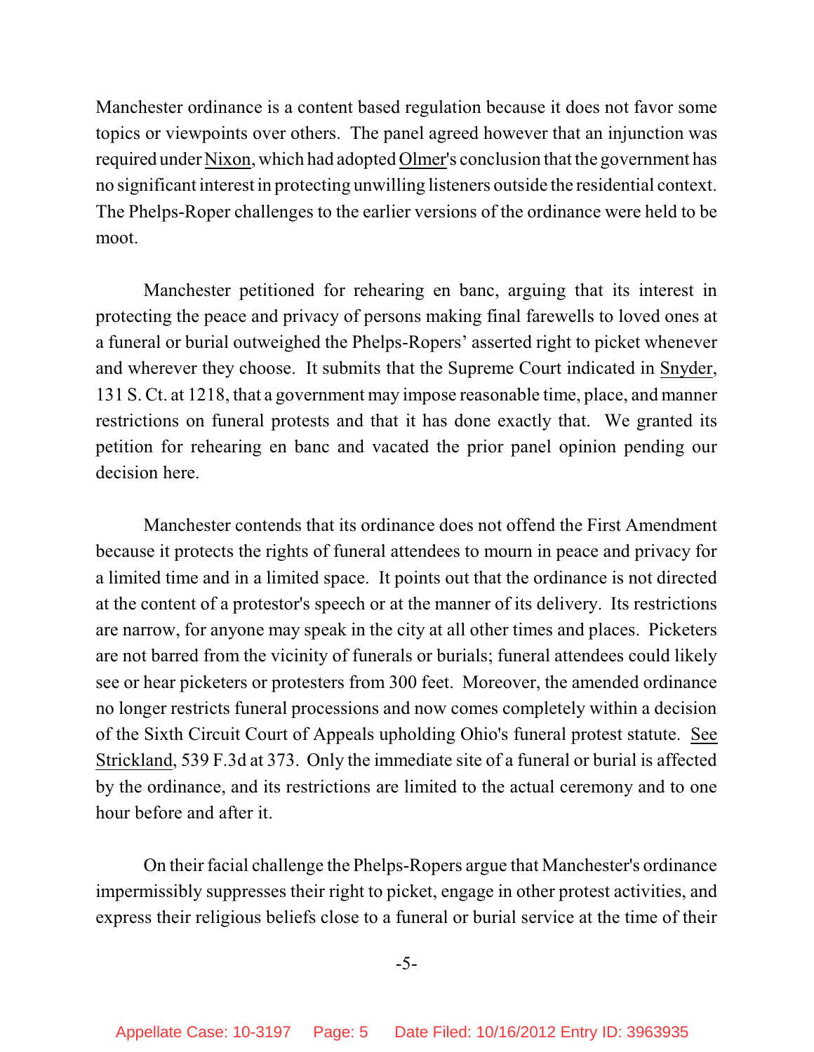Manchester ordinance is a content based regulation because it does not favor some topics or viewpoints over others. The panel agreed however that an injunction was required under Nixon, which had adopted Olmer's conclusion that the government has no significant interest in protecting unwilling listeners outside the residential context. The Phelps-Roper challenges to the earlier versions of the ordinance were held to be moot.

Manchester petitioned for rehearing en banc, arguing that its interest in protecting the peace and privacy of persons making final farewells to loved ones at a funeral or burial outweighed the Phelps-Ropers' asserted right to picket whenever and wherever they choose. It submits that the Supreme Court indicated in Snyder, 131 S. Ct. at 1218, that a government may impose reasonable time, place, and manner restrictions on funeral protests and that it has done exactly that. We granted its petition for rehearing en banc and vacated the prior panel opinion pending our decision here.

Manchester contends that its ordinance does not offend the First Amendment because it protects the rights of funeral attendees to mourn in peace and privacy for a limited time and in a limited space. It points out that the ordinance is not directed at the content of a protestor's speech or at the manner of its delivery. Its restrictions are narrow, for anyone may speak in the city at all other times and places. Picketers are not barred from the vicinity of funerals or burials; funeral attendees could likely see or hear picketers or protesters from 300 feet. Moreover, the amended ordinance no longer restricts funeral processions and now comes completely within a decision of the Sixth Circuit Court of Appeals upholding Ohio's funeral protest statute. See Strickland, 539 F.3d at 373. Only the immediate site of a funeral or burial is affected by the ordinance, and its restrictions are limited to the actual ceremony and to one hour before and after it.

On their facial challenge the Phelps-Ropers argue that Manchester's ordinance impermissibly suppresses their right to picket, engage in other protest activities, and express their religious beliefs close to a funeral or burial service at the time of their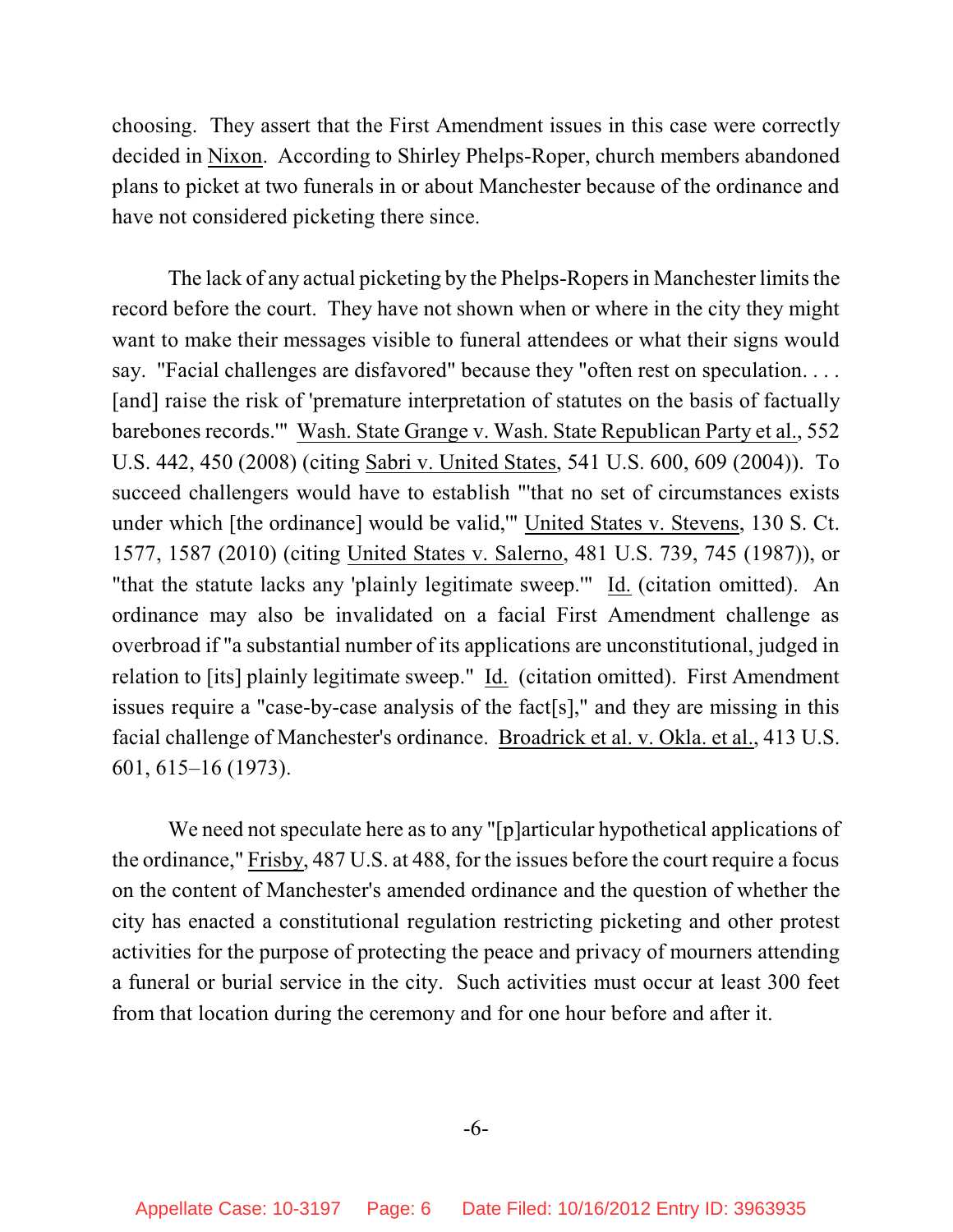choosing. They assert that the First Amendment issues in this case were correctly decided in Nixon. According to Shirley Phelps-Roper, church members abandoned plans to picket at two funerals in or about Manchester because of the ordinance and have not considered picketing there since.

The lack of any actual picketing by the Phelps-Ropers in Manchester limits the record before the court. They have not shown when or where in the city they might want to make their messages visible to funeral attendees or what their signs would say. "Facial challenges are disfavored" because they "often rest on speculation. . . . [and] raise the risk of 'premature interpretation of statutes on the basis of factually barebones records.'" Wash. State Grange v. Wash. State Republican Party et al., 552 U.S. 442, 450 (2008) (citing Sabri v. United States, 541 U.S. 600, 609 (2004)). To succeed challengers would have to establish "'that no set of circumstances exists under which [the ordinance] would be valid,'" United States v. Stevens, 130 S. Ct. 1577, 1587 (2010) (citing United States v. Salerno, 481 U.S. 739, 745 (1987)), or "that the statute lacks any 'plainly legitimate sweep.'" Id. (citation omitted). An ordinance may also be invalidated on a facial First Amendment challenge as overbroad if "a substantial number of its applications are unconstitutional, judged in relation to [its] plainly legitimate sweep." Id. (citation omitted). First Amendment issues require a "case-by-case analysis of the fact[s]," and they are missing in this facial challenge of Manchester's ordinance. Broadrick et al. v. Okla. et al., 413 U.S. 601, 615–16 (1973).

We need not speculate here as to any "[p]articular hypothetical applications of the ordinance," Frisby, 487 U.S. at 488, for the issues before the court require a focus on the content of Manchester's amended ordinance and the question of whether the city has enacted a constitutional regulation restricting picketing and other protest activities for the purpose of protecting the peace and privacy of mourners attending a funeral or burial service in the city. Such activities must occur at least 300 feet from that location during the ceremony and for one hour before and after it.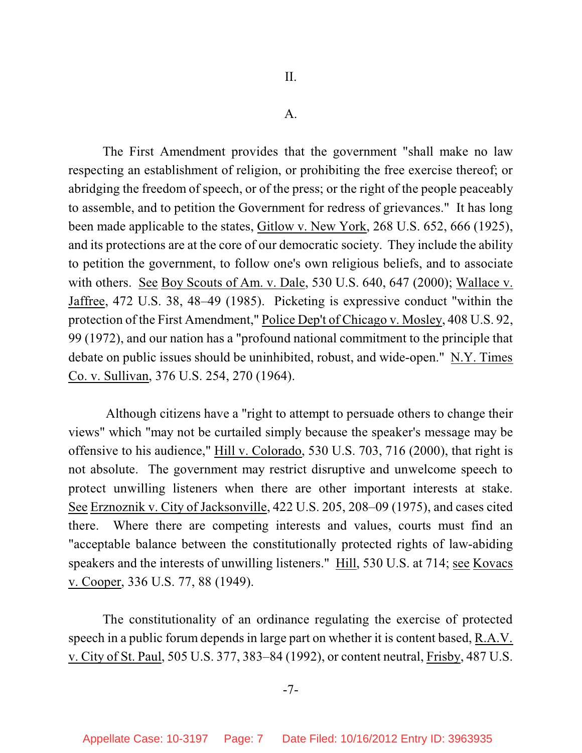## II.

### A.

The First Amendment provides that the government "shall make no law respecting an establishment of religion, or prohibiting the free exercise thereof; or abridging the freedom of speech, or of the press; or the right of the people peaceably to assemble, and to petition the Government for redress of grievances." It has long been made applicable to the states, Gitlow v. New York, 268 U.S. 652, 666 (1925), and its protections are at the core of our democratic society. They include the ability to petition the government, to follow one's own religious beliefs, and to associate with others. See Boy Scouts of Am. v. Dale, 530 U.S. 640, 647 (2000); Wallace v. Jaffree, 472 U.S. 38, 48–49 (1985). Picketing is expressive conduct "within the protection of the First Amendment," Police Dep't of Chicago v. Mosley, 408 U.S. 92, 99 (1972), and our nation has a "profound national commitment to the principle that debate on public issues should be uninhibited, robust, and wide-open." N.Y. Times Co. v. Sullivan, 376 U.S. 254, 270 (1964).

Although citizens have a "right to attempt to persuade others to change their views" which "may not be curtailed simply because the speaker's message may be offensive to his audience," Hill v. Colorado, 530 U.S. 703, 716 (2000), that right is not absolute. The government may restrict disruptive and unwelcome speech to protect unwilling listeners when there are other important interests at stake. See Erznoznik v. City of Jacksonville, 422 U.S. 205, 208–09 (1975), and cases cited there. Where there are competing interests and values, courts must find an "acceptable balance between the constitutionally protected rights of law-abiding speakers and the interests of unwilling listeners." Hill, 530 U.S. at 714; see Kovacs v. Cooper, 336 U.S. 77, 88 (1949).

The constitutionality of an ordinance regulating the exercise of protected speech in a public forum depends in large part on whether it is content based, R.A.V. v. City of St. Paul, 505 U.S. 377, 383–84 (1992), or content neutral, Frisby, 487 U.S.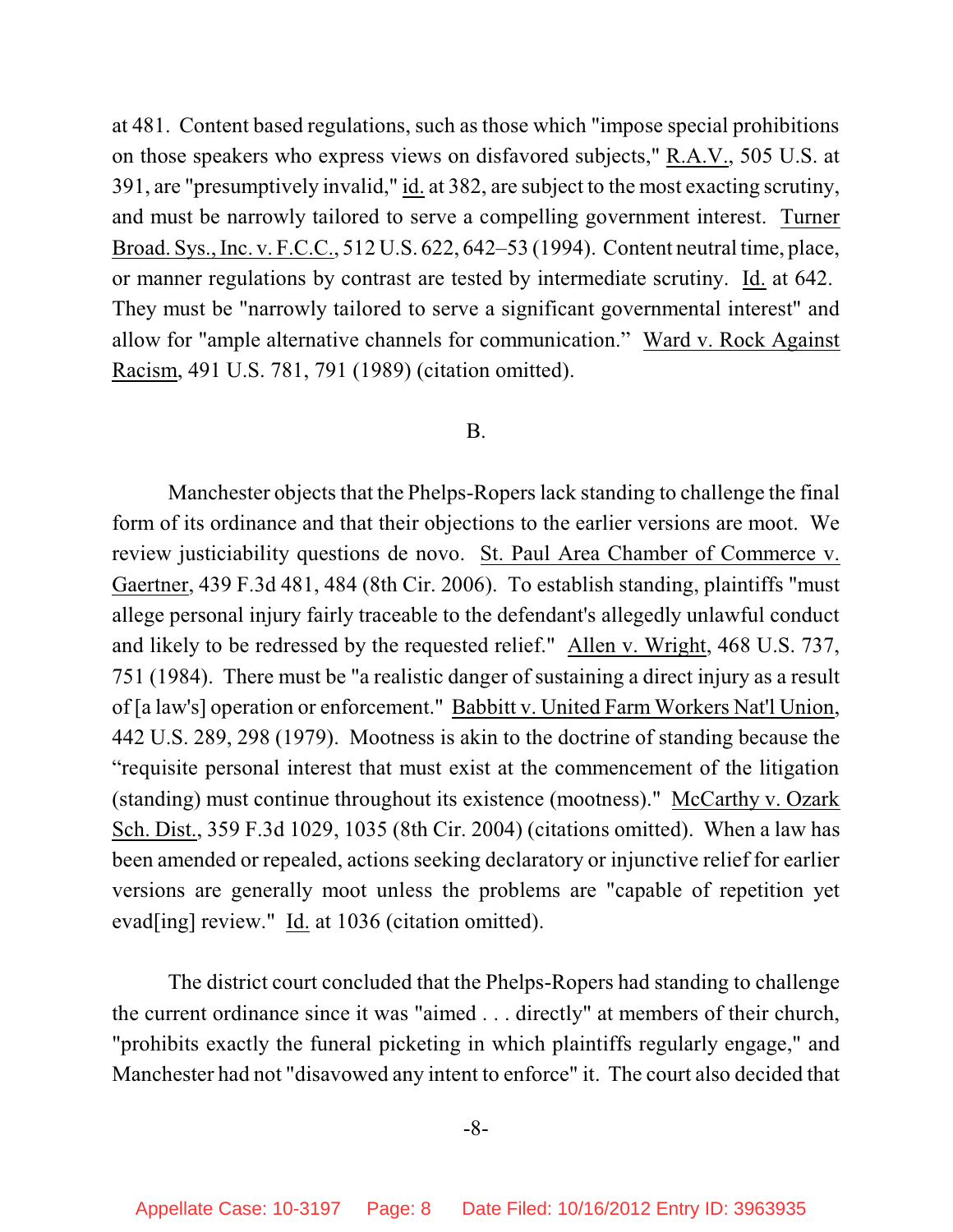at 481. Content based regulations, such as those which "impose special prohibitions on those speakers who express views on disfavored subjects," R.A.V., 505 U.S. at 391, are "presumptively invalid," id. at 382, are subject to the most exacting scrutiny, and must be narrowly tailored to serve a compelling government interest. Turner Broad. Sys., Inc. v. F.C.C., 512 U.S. 622, 642–53 (1994). Content neutral time, place, or manner regulations by contrast are tested by intermediate scrutiny. Id. at 642. They must be "narrowly tailored to serve a significant governmental interest" and allow for "ample alternative channels for communication." Ward v. Rock Against Racism, 491 U.S. 781, 791 (1989) (citation omitted).

B.

Manchester objects that the Phelps-Ropers lack standing to challenge the final form of its ordinance and that their objections to the earlier versions are moot. We review justiciability questions de novo. St. Paul Area Chamber of Commerce v. Gaertner, 439 F.3d 481, 484 (8th Cir. 2006). To establish standing, plaintiffs "must allege personal injury fairly traceable to the defendant's allegedly unlawful conduct and likely to be redressed by the requested relief." Allen v. Wright, 468 U.S. 737, 751 (1984). There must be "a realistic danger of sustaining a direct injury as a result of [a law's] operation or enforcement." Babbitt v. United Farm Workers Nat'l Union, 442 U.S. 289, 298 (1979). Mootness is akin to the doctrine of standing because the "requisite personal interest that must exist at the commencement of the litigation (standing) must continue throughout its existence (mootness)." McCarthy v. Ozark Sch. Dist., 359 F.3d 1029, 1035 (8th Cir. 2004) (citations omitted). When a law has been amended or repealed, actions seeking declaratory or injunctive relief for earlier versions are generally moot unless the problems are "capable of repetition yet evad[ing] review." Id. at 1036 (citation omitted).

The district court concluded that the Phelps-Ropers had standing to challenge the current ordinance since it was "aimed . . . directly" at members of their church, "prohibits exactly the funeral picketing in which plaintiffs regularly engage," and Manchester had not "disavowed any intent to enforce" it. The court also decided that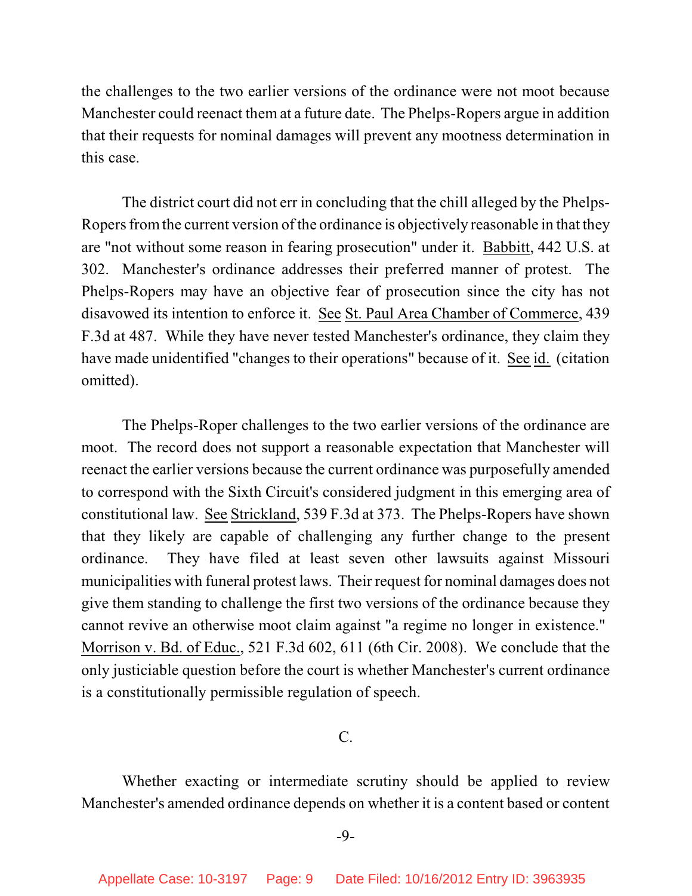the challenges to the two earlier versions of the ordinance were not moot because Manchester could reenact them at a future date. The Phelps-Ropers argue in addition that their requests for nominal damages will prevent any mootness determination in this case.

The district court did not err in concluding that the chill alleged by the Phelps-Ropers from the current version of the ordinance is objectively reasonable in that they are "not without some reason in fearing prosecution" under it. Babbitt, 442 U.S. at 302. Manchester's ordinance addresses their preferred manner of protest. The Phelps-Ropers may have an objective fear of prosecution since the city has not disavowed its intention to enforce it. See St. Paul Area Chamber of Commerce, 439 F.3d at 487. While they have never tested Manchester's ordinance, they claim they have made unidentified "changes to their operations" because of it. See id. (citation omitted).

The Phelps-Roper challenges to the two earlier versions of the ordinance are moot. The record does not support a reasonable expectation that Manchester will reenact the earlier versions because the current ordinance was purposefully amended to correspond with the Sixth Circuit's considered judgment in this emerging area of constitutional law. See Strickland, 539 F.3d at 373. The Phelps-Ropers have shown that they likely are capable of challenging any further change to the present ordinance. They have filed at least seven other lawsuits against Missouri municipalities with funeral protest laws. Their request for nominal damages does not give them standing to challenge the first two versions of the ordinance because they cannot revive an otherwise moot claim against "a regime no longer in existence." Morrison v. Bd. of Educ., 521 F.3d 602, 611 (6th Cir. 2008). We conclude that the only justiciable question before the court is whether Manchester's current ordinance is a constitutionally permissible regulation of speech.

C.

Whether exacting or intermediate scrutiny should be applied to review Manchester's amended ordinance depends on whether it is a content based or content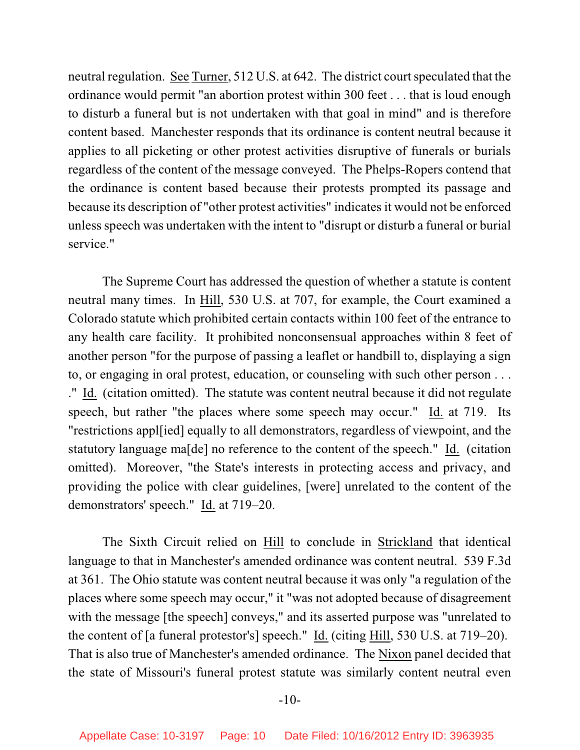neutral regulation. See Turner, 512 U.S. at 642. The district court speculated that the ordinance would permit "an abortion protest within 300 feet . . . that is loud enough to disturb a funeral but is not undertaken with that goal in mind" and is therefore content based. Manchester responds that its ordinance is content neutral because it applies to all picketing or other protest activities disruptive of funerals or burials regardless of the content of the message conveyed. The Phelps-Ropers contend that the ordinance is content based because their protests prompted its passage and because its description of "other protest activities" indicates it would not be enforced unless speech was undertaken with the intent to "disrupt or disturb a funeral or burial service."

The Supreme Court has addressed the question of whether a statute is content neutral many times. In Hill, 530 U.S. at 707, for example, the Court examined a Colorado statute which prohibited certain contacts within 100 feet of the entrance to any health care facility. It prohibited nonconsensual approaches within 8 feet of another person "for the purpose of passing a leaflet or handbill to, displaying a sign to, or engaging in oral protest, education, or counseling with such other person . . . ." Id. (citation omitted). The statute was content neutral because it did not regulate speech, but rather "the places where some speech may occur." Id. at 719. Its "restrictions appl[ied] equally to all demonstrators, regardless of viewpoint, and the statutory language ma[de] no reference to the content of the speech." Id. (citation omitted). Moreover, "the State's interests in protecting access and privacy, and providing the police with clear guidelines, [were] unrelated to the content of the demonstrators' speech." Id. at 719–20.

The Sixth Circuit relied on Hill to conclude in Strickland that identical language to that in Manchester's amended ordinance was content neutral. 539 F.3d at 361. The Ohio statute was content neutral because it was only "a regulation of the places where some speech may occur," it "was not adopted because of disagreement with the message [the speech] conveys," and its asserted purpose was "unrelated to the content of [a funeral protestor's] speech." Id. (citing Hill, 530 U.S. at 719–20). That is also true of Manchester's amended ordinance. The Nixon panel decided that the state of Missouri's funeral protest statute was similarly content neutral even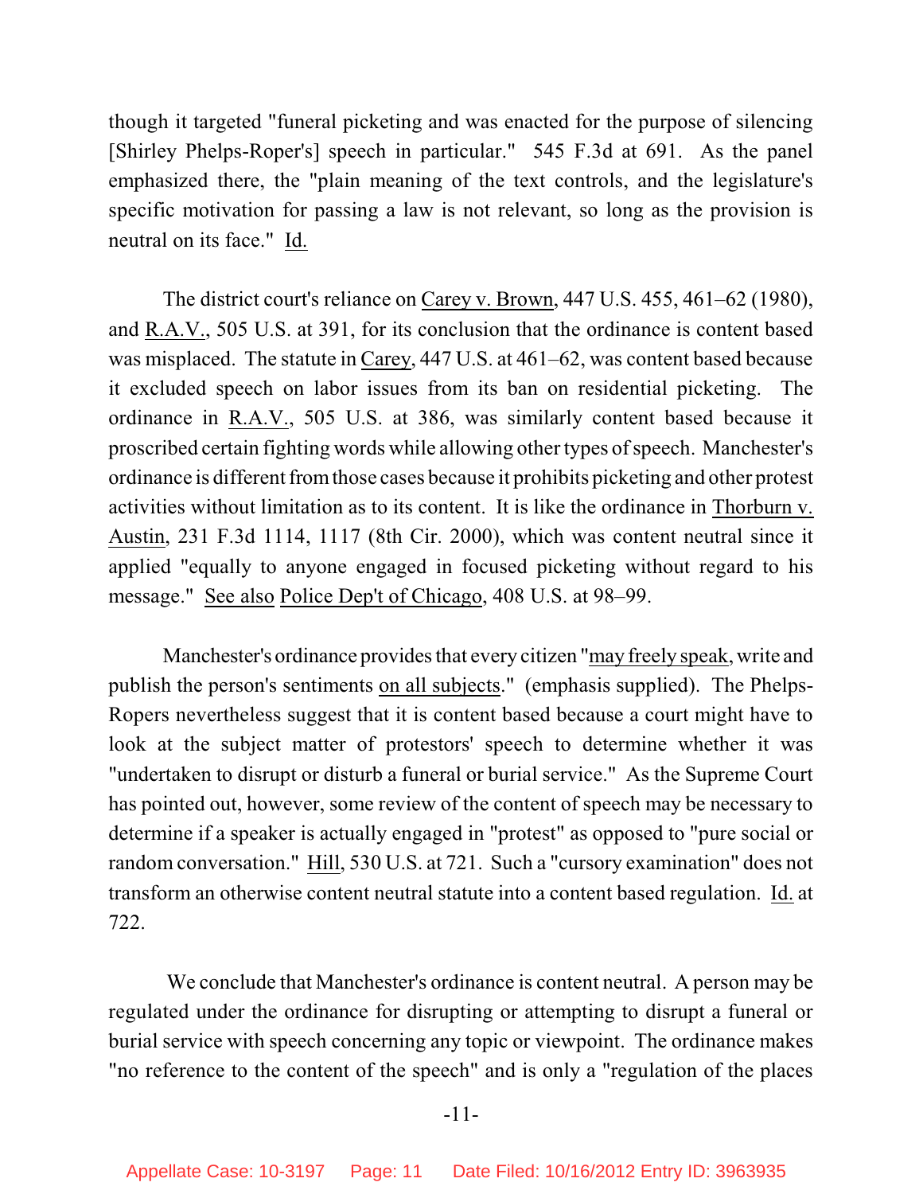though it targeted "funeral picketing and was enacted for the purpose of silencing [Shirley Phelps-Roper's] speech in particular." 545 F.3d at 691. As the panel emphasized there, the "plain meaning of the text controls, and the legislature's specific motivation for passing a law is not relevant, so long as the provision is neutral on its face." Id.

The district court's reliance on Carey v. Brown, 447 U.S. 455, 461–62 (1980), and R.A.V., 505 U.S. at 391, for its conclusion that the ordinance is content based was misplaced. The statute in Carey, 447 U.S. at 461–62, was content based because it excluded speech on labor issues from its ban on residential picketing. The ordinance in R.A.V., 505 U.S. at 386, was similarly content based because it proscribed certain fighting words while allowing other types of speech. Manchester's ordinance is different from those cases because it prohibits picketing and other protest activities without limitation as to its content. It is like the ordinance in Thorburn v. Austin, 231 F.3d 1114, 1117 (8th Cir. 2000), which was content neutral since it applied "equally to anyone engaged in focused picketing without regard to his message." See also Police Dep't of Chicago, 408 U.S. at 98–99.

Manchester's ordinance provides that every citizen "may freely speak, write and publish the person's sentiments on all subjects." (emphasis supplied). The Phelps-Ropers nevertheless suggest that it is content based because a court might have to look at the subject matter of protestors' speech to determine whether it was "undertaken to disrupt or disturb a funeral or burial service." As the Supreme Court has pointed out, however, some review of the content of speech may be necessary to determine if a speaker is actually engaged in "protest" as opposed to "pure social or random conversation." Hill, 530 U.S. at 721. Such a "cursory examination" does not transform an otherwise content neutral statute into a content based regulation. Id. at 722.

We conclude that Manchester's ordinance is content neutral. A person may be regulated under the ordinance for disrupting or attempting to disrupt a funeral or burial service with speech concerning any topic or viewpoint. The ordinance makes "no reference to the content of the speech" and is only a "regulation of the places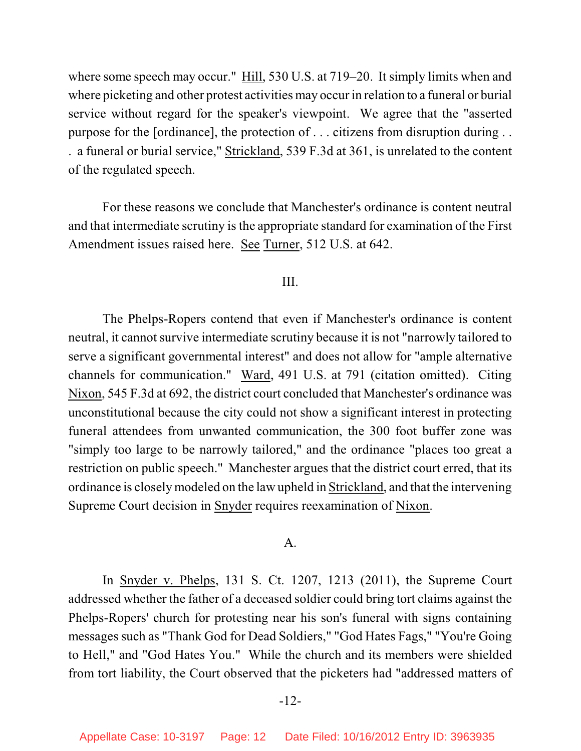where some speech may occur." Hill, 530 U.S. at 719–20. It simply limits when and where picketing and other protest activities may occur in relation to a funeral or burial service without regard for the speaker's viewpoint. We agree that the "asserted purpose for the [ordinance], the protection of . . . citizens from disruption during . . . a funeral or burial service," Strickland, 539 F.3d at 361, is unrelated to the content of the regulated speech.

For these reasons we conclude that Manchester's ordinance is content neutral and that intermediate scrutiny is the appropriate standard for examination of the First Amendment issues raised here. See Turner, 512 U.S. at 642.

## III.

The Phelps-Ropers contend that even if Manchester's ordinance is content neutral, it cannot survive intermediate scrutiny because it is not "narrowly tailored to serve a significant governmental interest" and does not allow for "ample alternative channels for communication." Ward, 491 U.S. at 791 (citation omitted). Citing Nixon, 545 F.3d at 692, the district court concluded that Manchester's ordinance was unconstitutional because the city could not show a significant interest in protecting funeral attendees from unwanted communication, the 300 foot buffer zone was "simply too large to be narrowly tailored," and the ordinance "places too great a restriction on public speech." Manchester argues that the district court erred, that its ordinance is closely modeled on the law upheld in Strickland, and that the intervening Supreme Court decision in Snyder requires reexamination of Nixon.

### A.

In Snyder v. Phelps, 131 S. Ct. 1207, 1213 (2011), the Supreme Court addressed whether the father of a deceased soldier could bring tort claims against the Phelps-Ropers' church for protesting near his son's funeral with signs containing messages such as "Thank God for Dead Soldiers," "God Hates Fags," "You're Going to Hell," and "God Hates You." While the church and its members were shielded from tort liability, the Court observed that the picketers had "addressed matters of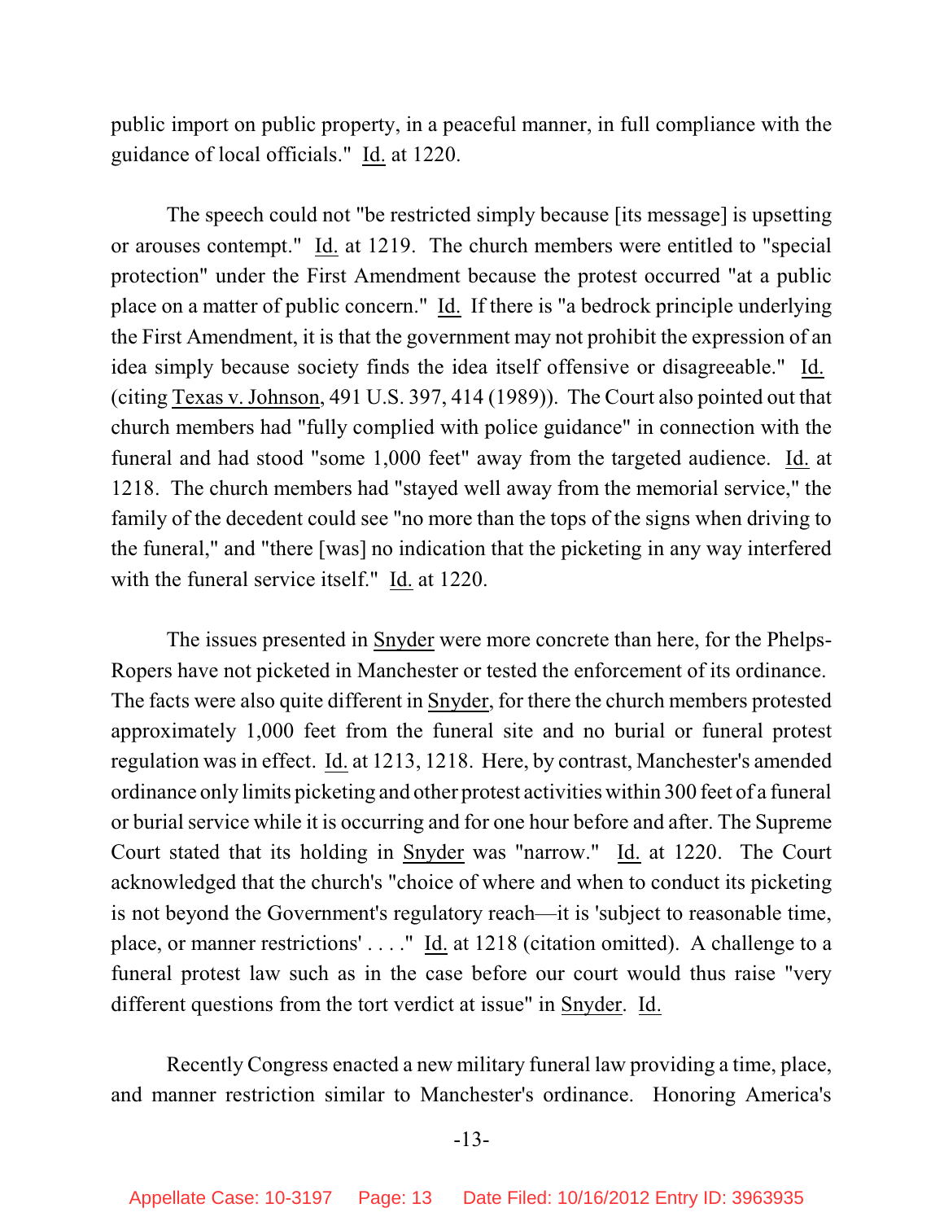public import on public property, in a peaceful manner, in full compliance with the guidance of local officials." Id. at 1220.

The speech could not "be restricted simply because [its message] is upsetting or arouses contempt." Id. at 1219. The church members were entitled to "special protection" under the First Amendment because the protest occurred "at a public place on a matter of public concern." Id. If there is "a bedrock principle underlying the First Amendment, it is that the government may not prohibit the expression of an idea simply because society finds the idea itself offensive or disagreeable." Id. (citing Texas v. Johnson, 491 U.S. 397, 414 (1989)). The Court also pointed out that church members had "fully complied with police guidance" in connection with the funeral and had stood "some 1,000 feet" away from the targeted audience. Id. at 1218. The church members had "stayed well away from the memorial service," the family of the decedent could see "no more than the tops of the signs when driving to the funeral," and "there [was] no indication that the picketing in any way interfered with the funeral service itself." Id. at 1220.

The issues presented in Snyder were more concrete than here, for the Phelps-Ropers have not picketed in Manchester or tested the enforcement of its ordinance. The facts were also quite different in Snyder, for there the church members protested approximately 1,000 feet from the funeral site and no burial or funeral protest regulation was in effect. Id. at 1213, 1218. Here, by contrast, Manchester's amended ordinance only limits picketing and other protest activities within 300 feet of a funeral or burial service while it is occurring and for one hour before and after. The Supreme Court stated that its holding in Snyder was "narrow." Id. at 1220. The Court acknowledged that the church's "choice of where and when to conduct its picketing is not beyond the Government's regulatory reach—it is 'subject to reasonable time, place, or manner restrictions' . . . ." Id. at 1218 (citation omitted). A challenge to a funeral protest law such as in the case before our court would thus raise "very different questions from the tort verdict at issue" in Snyder. Id.

Recently Congress enacted a new military funeral law providing a time, place, and manner restriction similar to Manchester's ordinance. Honoring America's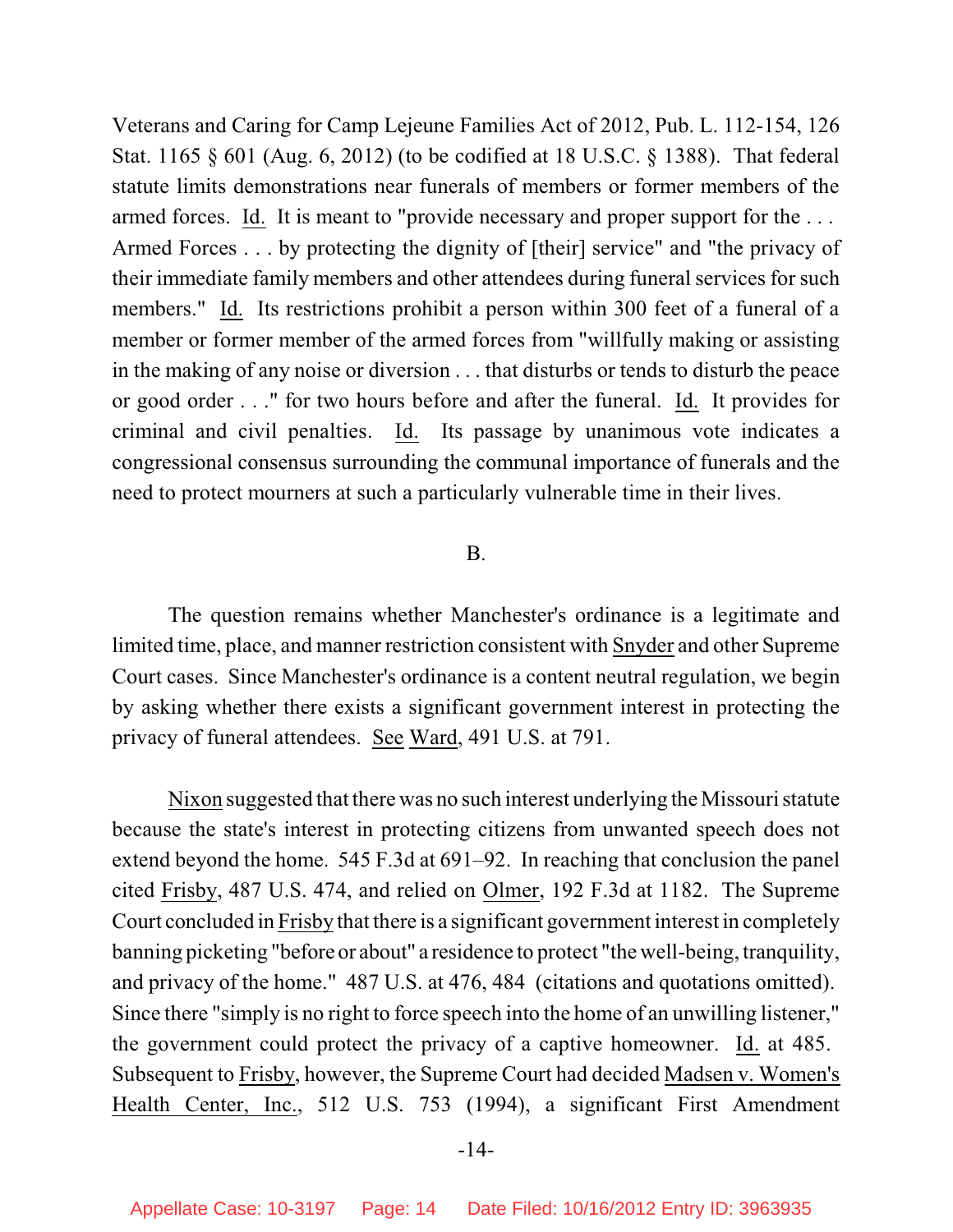Veterans and Caring for Camp Lejeune Families Act of 2012, Pub. L. 112-154, 126 Stat. 1165 § 601 (Aug. 6, 2012) (to be codified at 18 U.S.C. § 1388). That federal statute limits demonstrations near funerals of members or former members of the armed forces. Id. It is meant to "provide necessary and proper support for the . . . Armed Forces . . . by protecting the dignity of [their] service" and "the privacy of their immediate family members and other attendees during funeral services for such members." Id. Its restrictions prohibit a person within 300 feet of a funeral of a member or former member of the armed forces from "willfully making or assisting in the making of any noise or diversion . . . that disturbs or tends to disturb the peace or good order . . ." for two hours before and after the funeral. Id. It provides for criminal and civil penalties. Id. Its passage by unanimous vote indicates a congressional consensus surrounding the communal importance of funerals and the need to protect mourners at such a particularly vulnerable time in their lives.

B.

The question remains whether Manchester's ordinance is a legitimate and limited time, place, and manner restriction consistent with Snyder and other Supreme Court cases. Since Manchester's ordinance is a content neutral regulation, we begin by asking whether there exists a significant government interest in protecting the privacy of funeral attendees. See Ward, 491 U.S. at 791.

Nixon suggested that there was no such interest underlying the Missouri statute because the state's interest in protecting citizens from unwanted speech does not extend beyond the home. 545 F.3d at 691–92. In reaching that conclusion the panel cited Frisby, 487 U.S. 474, and relied on Olmer, 192 F.3d at 1182. The Supreme Court concluded in Frisby that there is a significant government interest in completely banning picketing "before or about" a residence to protect "the well-being, tranquility, and privacy of the home." 487 U.S. at 476, 484 (citations and quotations omitted). Since there "simply is no right to force speech into the home of an unwilling listener," the government could protect the privacy of a captive homeowner. Id. at 485. Subsequent to Frisby, however, the Supreme Court had decided Madsen v. Women's Health Center, Inc., 512 U.S. 753 (1994), a significant First Amendment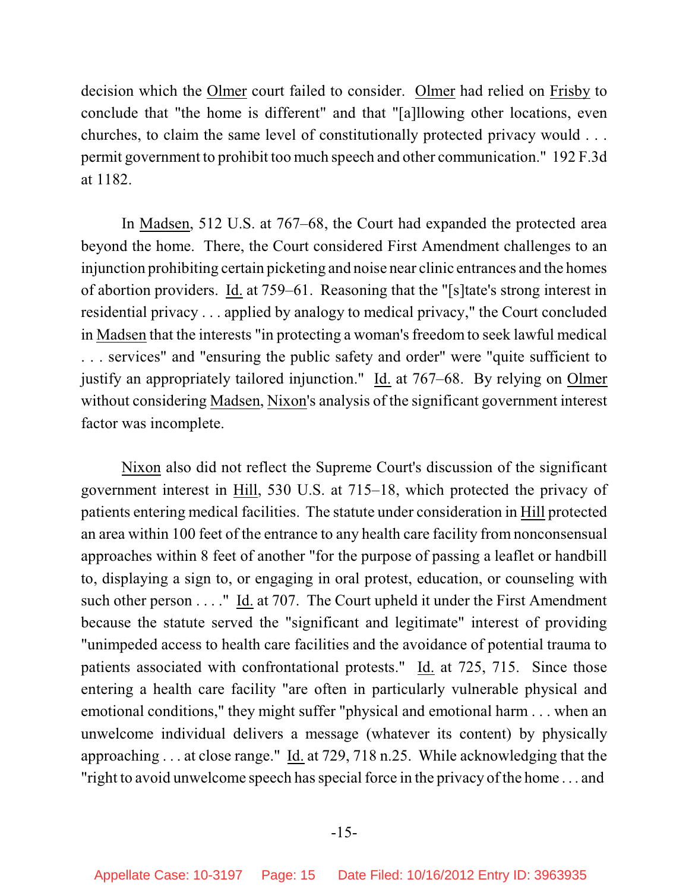decision which the Olmer court failed to consider. Olmer had relied on Frisby to conclude that "the home is different" and that "[a]llowing other locations, even churches, to claim the same level of constitutionally protected privacy would . . . permit government to prohibit too much speech and other communication." 192 F.3d at 1182.

In Madsen, 512 U.S. at 767–68, the Court had expanded the protected area beyond the home. There, the Court considered First Amendment challenges to an injunction prohibiting certain picketing and noise near clinic entrances and the homes of abortion providers. Id. at 759–61. Reasoning that the "[s]tate's strong interest in residential privacy . . . applied by analogy to medical privacy," the Court concluded in Madsen that the interests "in protecting a woman's freedom to seek lawful medical . . . services" and "ensuring the public safety and order" were "quite sufficient to justify an appropriately tailored injunction." Id. at 767–68. By relying on Olmer without considering Madsen, Nixon's analysis of the significant government interest factor was incomplete.

Nixon also did not reflect the Supreme Court's discussion of the significant government interest in Hill, 530 U.S. at 715–18, which protected the privacy of patients entering medical facilities. The statute under consideration in Hill protected an area within 100 feet of the entrance to any health care facility from nonconsensual approaches within 8 feet of another "for the purpose of passing a leaflet or handbill to, displaying a sign to, or engaging in oral protest, education, or counseling with such other person . . . ." Id. at 707. The Court upheld it under the First Amendment because the statute served the "significant and legitimate" interest of providing "unimpeded access to health care facilities and the avoidance of potential trauma to patients associated with confrontational protests." Id. at 725, 715. Since those entering a health care facility "are often in particularly vulnerable physical and emotional conditions," they might suffer "physical and emotional harm . . . when an unwelcome individual delivers a message (whatever its content) by physically approaching . . . at close range." Id. at 729, 718 n.25. While acknowledging that the "right to avoid unwelcome speech has special force in the privacy of the home . . . and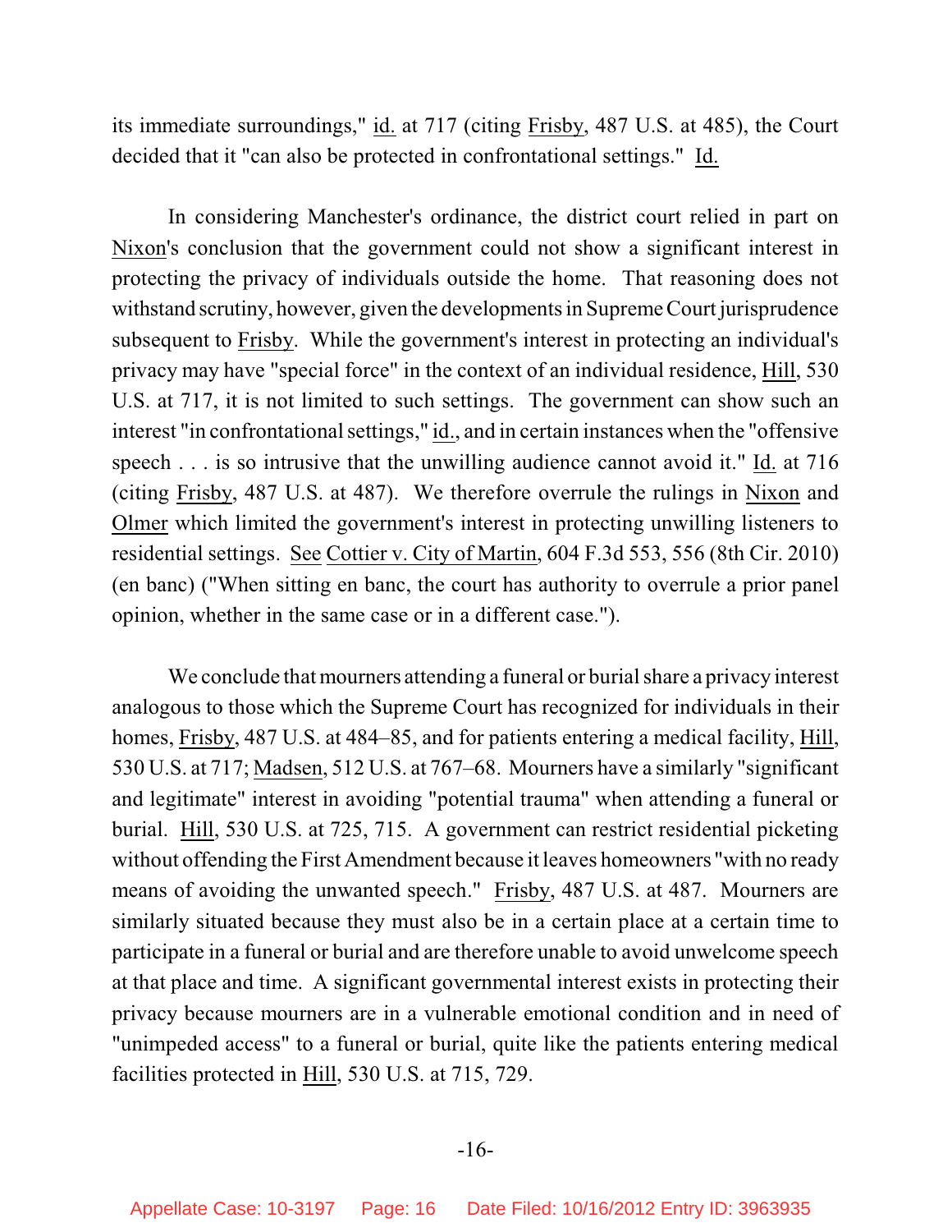its immediate surroundings," id. at 717 (citing Frisby, 487 U.S. at 485), the Court decided that it "can also be protected in confrontational settings." Id.

In considering Manchester's ordinance, the district court relied in part on Nixon's conclusion that the government could not show a significant interest in protecting the privacy of individuals outside the home. That reasoning does not withstand scrutiny, however, given the developments in Supreme Court jurisprudence subsequent to Frisby. While the government's interest in protecting an individual's privacy may have "special force" in the context of an individual residence, Hill, 530 U.S. at 717, it is not limited to such settings. The government can show such an interest "in confrontational settings," id., and in certain instances when the "offensive speech . . . is so intrusive that the unwilling audience cannot avoid it." Id. at 716 (citing Frisby, 487 U.S. at 487). We therefore overrule the rulings in Nixon and Olmer which limited the government's interest in protecting unwilling listeners to residential settings. See Cottier v. City of Martin, 604 F.3d 553, 556 (8th Cir. 2010) (en banc) ("When sitting en banc, the court has authority to overrule a prior panel opinion, whether in the same case or in a different case.").

We conclude that mourners attending a funeral or burial share a privacy interest analogous to those which the Supreme Court has recognized for individuals in their homes, Frisby, 487 U.S. at 484–85, and for patients entering a medical facility, Hill, 530 U.S. at 717; Madsen, 512 U.S. at 767–68. Mourners have a similarly "significant and legitimate" interest in avoiding "potential trauma" when attending a funeral or burial. Hill, 530 U.S. at 725, 715. A government can restrict residential picketing without offending the First Amendment because it leaves homeowners "with no ready means of avoiding the unwanted speech." Frisby, 487 U.S. at 487. Mourners are similarly situated because they must also be in a certain place at a certain time to participate in a funeral or burial and are therefore unable to avoid unwelcome speech at that place and time. A significant governmental interest exists in protecting their privacy because mourners are in a vulnerable emotional condition and in need of "unimpeded access" to a funeral or burial, quite like the patients entering medical facilities protected in Hill, 530 U.S. at 715, 729.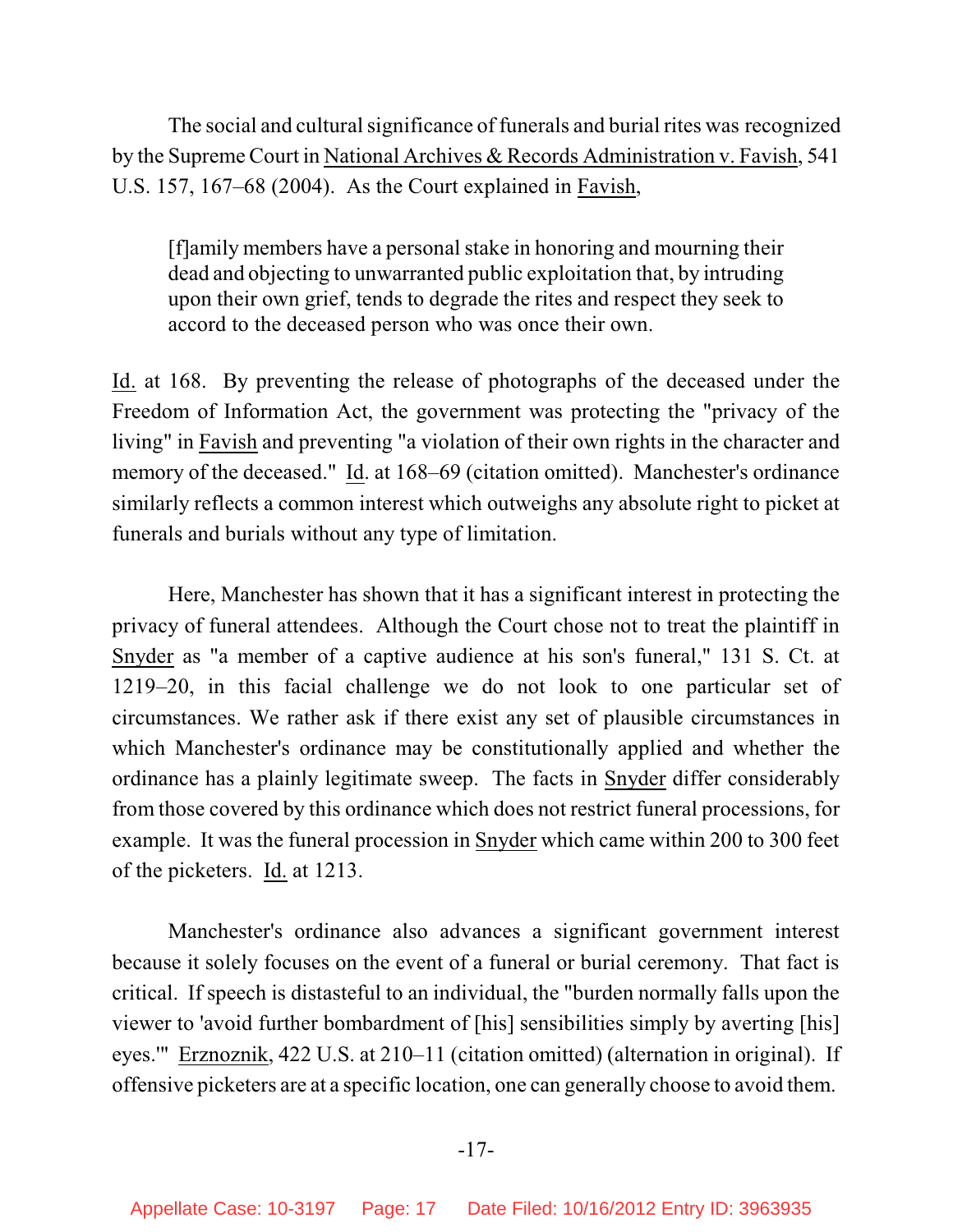The social and cultural significance of funerals and burial rites was recognized by the Supreme Court in National Archives & Records Administration v. Favish, 541 U.S. 157, 167–68 (2004). As the Court explained in Favish,

> [f]amily members have a personal stake in honoring and mourning their dead and objecting to unwarranted public exploitation that, by intruding upon their own grief, tends to degrade the rites and respect they seek to accord to the deceased person who was once their own.

Id. at 168. By preventing the release of photographs of the deceased under the Freedom of Information Act, the government was protecting the "privacy of the living" in Favish and preventing "a violation of their own rights in the character and memory of the deceased." Id. at 168–69 (citation omitted). Manchester's ordinance similarly reflects a common interest which outweighs any absolute right to picket at funerals and burials without any type of limitation.

Here, Manchester has shown that it has a significant interest in protecting the privacy of funeral attendees. Although the Court chose not to treat the plaintiff in Snyder as "a member of a captive audience at his son's funeral," 131 S. Ct. at 1219–20, in this facial challenge we do not look to one particular set of circumstances. We rather ask if there exist any set of plausible circumstances in which Manchester's ordinance may be constitutionally applied and whether the ordinance has a plainly legitimate sweep. The facts in Snyder differ considerably from those covered by this ordinance which does not restrict funeral processions, for example. It was the funeral procession in Snyder which came within 200 to 300 feet of the picketers. Id. at 1213.

Manchester's ordinance also advances a significant government interest because it solely focuses on the event of a funeral or burial ceremony. That fact is critical. If speech is distasteful to an individual, the "burden normally falls upon the viewer to 'avoid further bombardment of [his] sensibilities simply by averting [his] eyes.'" Erznoznik, 422 U.S. at 210–11 (citation omitted) (alternation in original). If offensive picketers are at a specific location, one can generally choose to avoid them.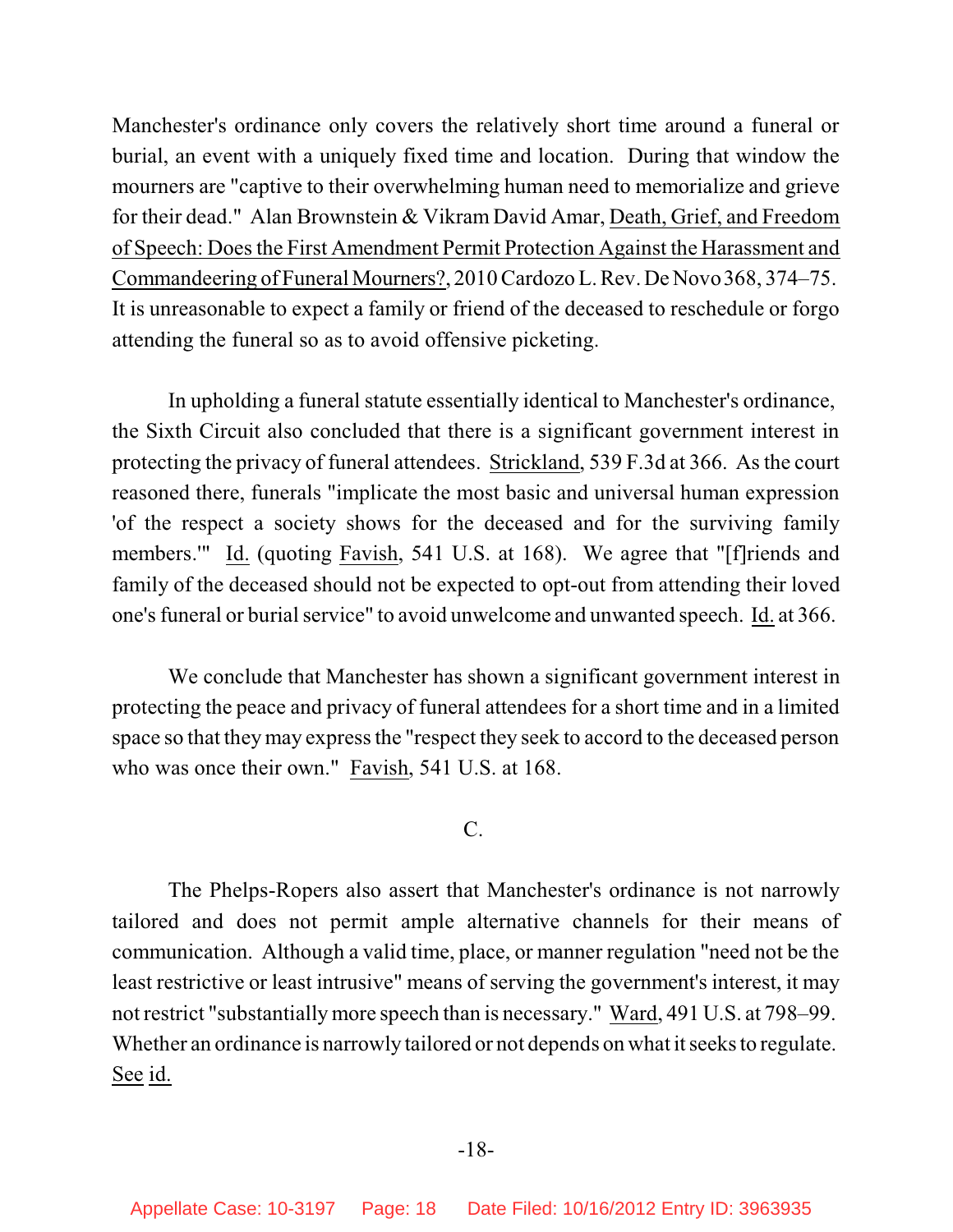Manchester's ordinance only covers the relatively short time around a funeral or burial, an event with a uniquely fixed time and location. During that window the mourners are "captive to their overwhelming human need to memorialize and grieve for their dead." Alan Brownstein & Vikram David Amar, Death, Grief, and Freedom of Speech: Does the First Amendment Permit Protection Against the Harassment and Commandeering of Funeral Mourners?, 2010 Cardozo L. Rev. De Novo 368, 374–75. It is unreasonable to expect a family or friend of the deceased to reschedule or forgo attending the funeral so as to avoid offensive picketing.

In upholding a funeral statute essentially identical to Manchester's ordinance, the Sixth Circuit also concluded that there is a significant government interest in protecting the privacy of funeral attendees. Strickland, 539 F.3d at 366. As the court reasoned there, funerals "implicate the most basic and universal human expression 'of the respect a society shows for the deceased and for the surviving family members.'" Id. (quoting Favish, 541 U.S. at 168). We agree that "[f]riends and family of the deceased should not be expected to opt-out from attending their loved one's funeral or burial service" to avoid unwelcome and unwanted speech. Id. at 366.

We conclude that Manchester has shown a significant government interest in protecting the peace and privacy of funeral attendees for a short time and in a limited space so that they may express the "respect they seek to accord to the deceased person who was once their own." Favish, 541 U.S. at 168.

### C.

The Phelps-Ropers also assert that Manchester's ordinance is not narrowly tailored and does not permit ample alternative channels for their means of communication. Although a valid time, place, or manner regulation "need not be the least restrictive or least intrusive" means of serving the government's interest, it may not restrict "substantially more speech than is necessary." Ward, 491 U.S. at 798–99. Whether an ordinance is narrowly tailored or not depends on what it seeks to regulate. See id.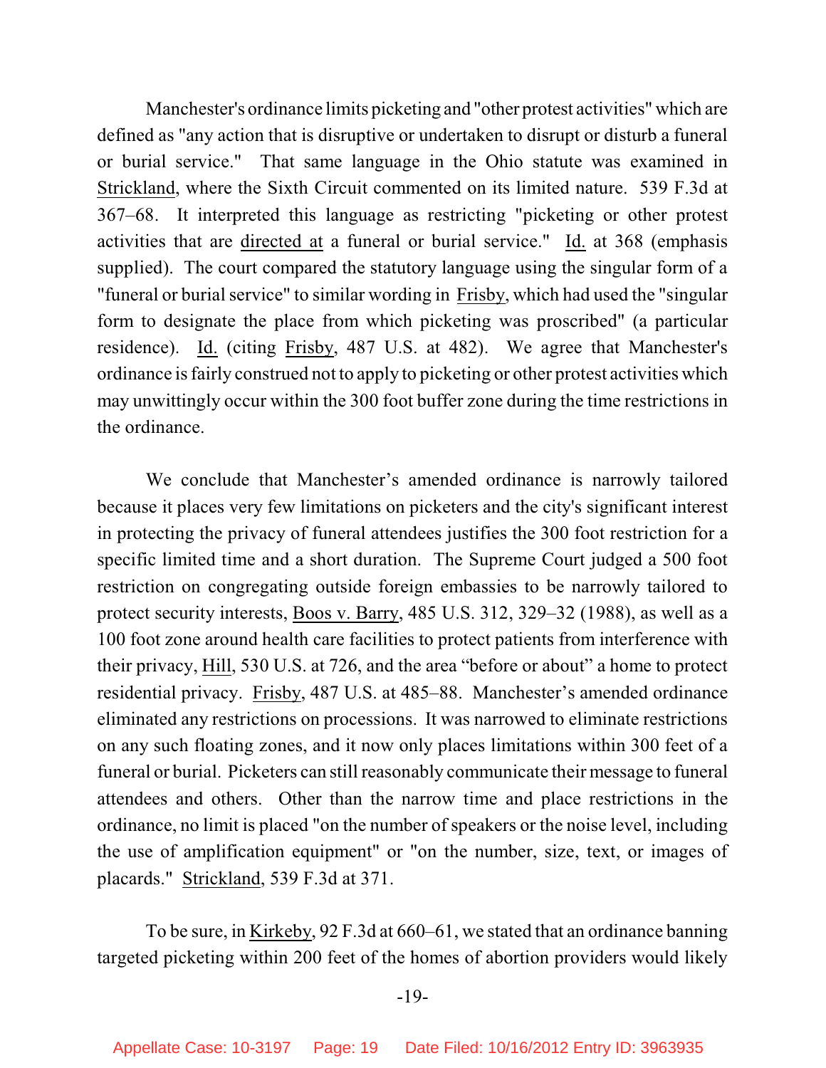Manchester's ordinance limits picketing and "other protest activities" which are defined as "any action that is disruptive or undertaken to disrupt or disturb a funeral or burial service." That same language in the Ohio statute was examined in Strickland, where the Sixth Circuit commented on its limited nature. 539 F.3d at 367–68. It interpreted this language as restricting "picketing or other protest activities that are directed at a funeral or burial service." Id. at 368 (emphasis supplied). The court compared the statutory language using the singular form of a "funeral or burial service" to similar wording in Frisby, which had used the "singular form to designate the place from which picketing was proscribed" (a particular residence). Id. (citing Frisby, 487 U.S. at 482). We agree that Manchester's ordinance is fairly construed not to apply to picketing or other protest activities which may unwittingly occur within the 300 foot buffer zone during the time restrictions in the ordinance.

We conclude that Manchester's amended ordinance is narrowly tailored because it places very few limitations on picketers and the city's significant interest in protecting the privacy of funeral attendees justifies the 300 foot restriction for a specific limited time and a short duration. The Supreme Court judged a 500 foot restriction on congregating outside foreign embassies to be narrowly tailored to protect security interests, Boos v. Barry, 485 U.S. 312, 329–32 (1988), as well as a 100 foot zone around health care facilities to protect patients from interference with their privacy, Hill, 530 U.S. at 726, and the area "before or about" a home to protect residential privacy. Frisby, 487 U.S. at 485–88. Manchester's amended ordinance eliminated any restrictions on processions. It was narrowed to eliminate restrictions on any such floating zones, and it now only places limitations within 300 feet of a funeral or burial. Picketers can still reasonably communicate their message to funeral attendees and others. Other than the narrow time and place restrictions in the ordinance, no limit is placed "on the number of speakers or the noise level, including the use of amplification equipment" or "on the number, size, text, or images of placards." Strickland, 539 F.3d at 371.

To be sure, in Kirkeby, 92 F.3d at 660–61, we stated that an ordinance banning targeted picketing within 200 feet of the homes of abortion providers would likely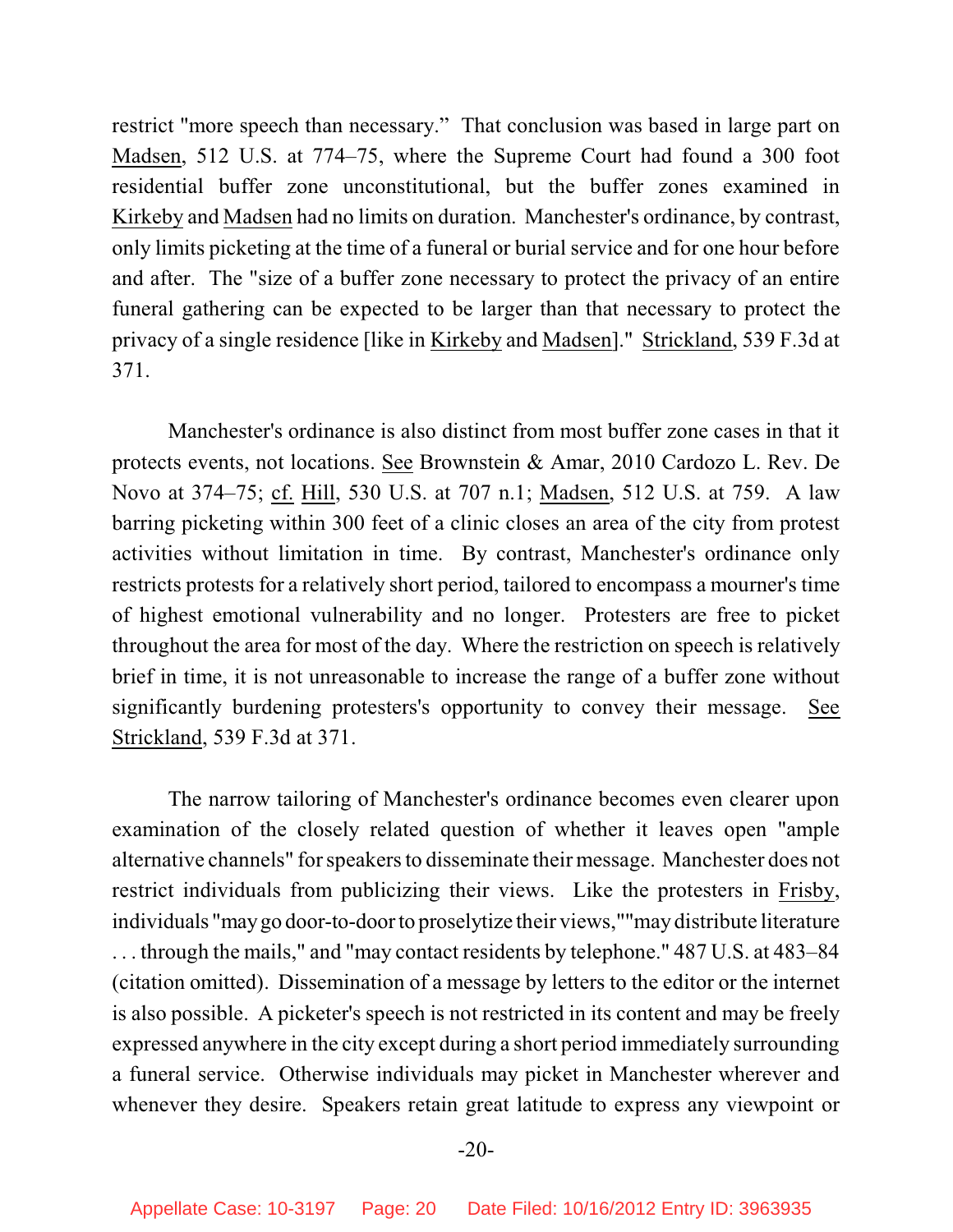restrict "more speech than necessary." That conclusion was based in large part on Madsen, 512 U.S. at 774–75, where the Supreme Court had found a 300 foot residential buffer zone unconstitutional, but the buffer zones examined in Kirkeby and Madsen had no limits on duration. Manchester's ordinance, by contrast, only limits picketing at the time of a funeral or burial service and for one hour before and after. The "size of a buffer zone necessary to protect the privacy of an entire funeral gathering can be expected to be larger than that necessary to protect the privacy of a single residence [like in Kirkeby and Madsen]." Strickland, 539 F.3d at 371.

Manchester's ordinance is also distinct from most buffer zone cases in that it protects events, not locations. See Brownstein & Amar, 2010 Cardozo L. Rev. De Novo at 374–75; cf. Hill, 530 U.S. at 707 n.1; Madsen, 512 U.S. at 759. A law barring picketing within 300 feet of a clinic closes an area of the city from protest activities without limitation in time. By contrast, Manchester's ordinance only restricts protests for a relatively short period, tailored to encompass a mourner's time of highest emotional vulnerability and no longer. Protesters are free to picket throughout the area for most of the day. Where the restriction on speech is relatively brief in time, it is not unreasonable to increase the range of a buffer zone without significantly burdening protesters's opportunity to convey their message. See Strickland, 539 F.3d at 371.

The narrow tailoring of Manchester's ordinance becomes even clearer upon examination of the closely related question of whether it leaves open "ample alternative channels" for speakers to disseminate their message. Manchester does not restrict individuals from publicizing their views. Like the protesters in Frisby, individuals "may go door-to-door to proselytize their views,""may distribute literature . . . through the mails," and "may contact residents by telephone." 487 U.S. at 483–84 (citation omitted). Dissemination of a message by letters to the editor or the internet is also possible. A picketer's speech is not restricted in its content and may be freely expressed anywhere in the city except during a short period immediately surrounding a funeral service. Otherwise individuals may picket in Manchester wherever and whenever they desire. Speakers retain great latitude to express any viewpoint or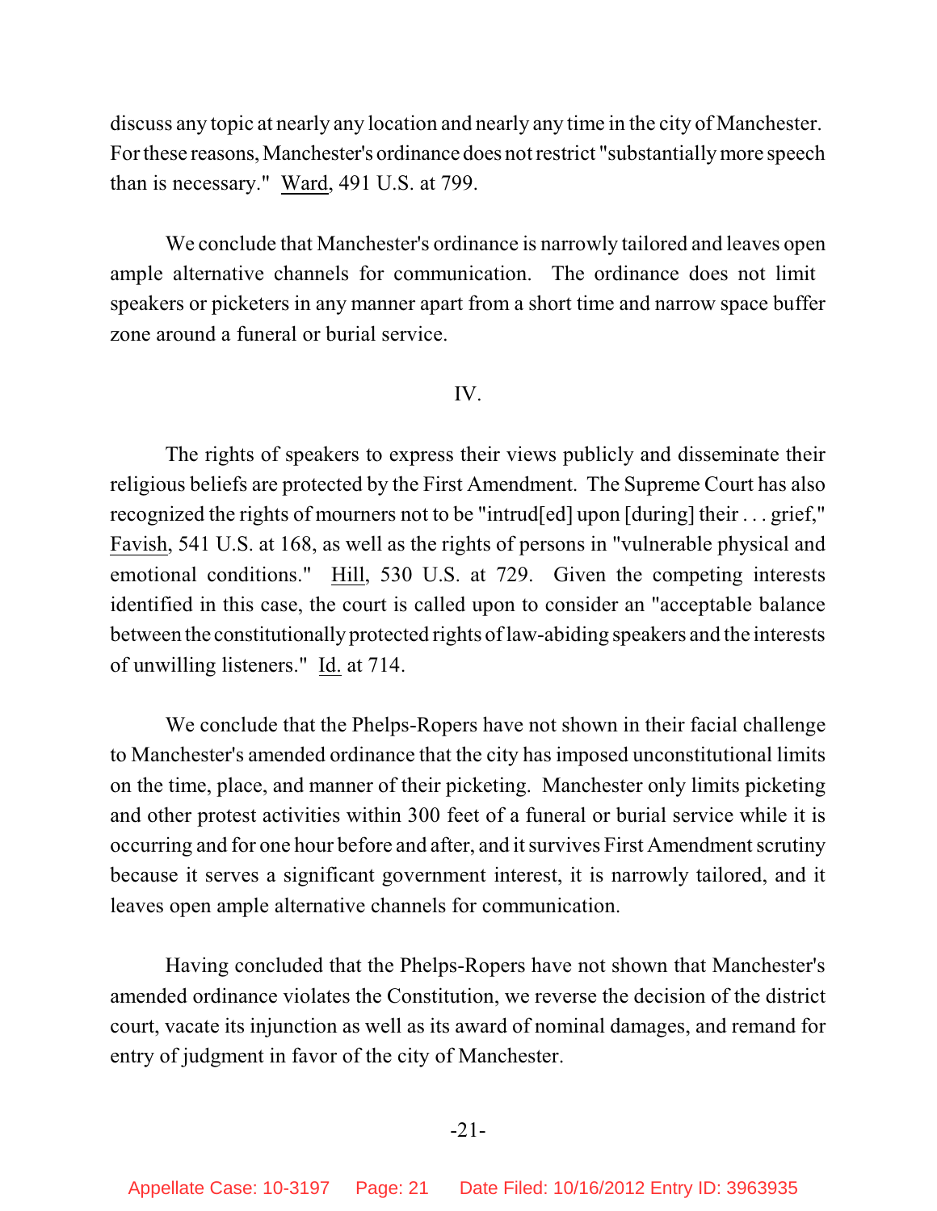discuss any topic at nearly any location and nearly any time in the city of Manchester. For these reasons, Manchester's ordinance does not restrict "substantially more speech than is necessary." Ward, 491 U.S. at 799.

We conclude that Manchester's ordinance is narrowly tailored and leaves open ample alternative channels for communication. The ordinance does not limit speakers or picketers in any manner apart from a short time and narrow space buffer zone around a funeral or burial service.

IV.

The rights of speakers to express their views publicly and disseminate their religious beliefs are protected by the First Amendment. The Supreme Court has also recognized the rights of mourners not to be "intrud[ed] upon [during] their . . . grief," Favish, 541 U.S. at 168, as well as the rights of persons in "vulnerable physical and emotional conditions." Hill, 530 U.S. at 729. Given the competing interests identified in this case, the court is called upon to consider an "acceptable balance between the constitutionally protected rights of law-abiding speakers and the interests of unwilling listeners." Id. at 714.

We conclude that the Phelps-Ropers have not shown in their facial challenge to Manchester's amended ordinance that the city has imposed unconstitutional limits on the time, place, and manner of their picketing. Manchester only limits picketing and other protest activities within 300 feet of a funeral or burial service while it is occurring and for one hour before and after, and it survives First Amendment scrutiny because it serves a significant government interest, it is narrowly tailored, and it leaves open ample alternative channels for communication.

Having concluded that the Phelps-Ropers have not shown that Manchester's amended ordinance violates the Constitution, we reverse the decision of the district court, vacate its injunction as well as its award of nominal damages, and remand for entry of judgment in favor of the city of Manchester.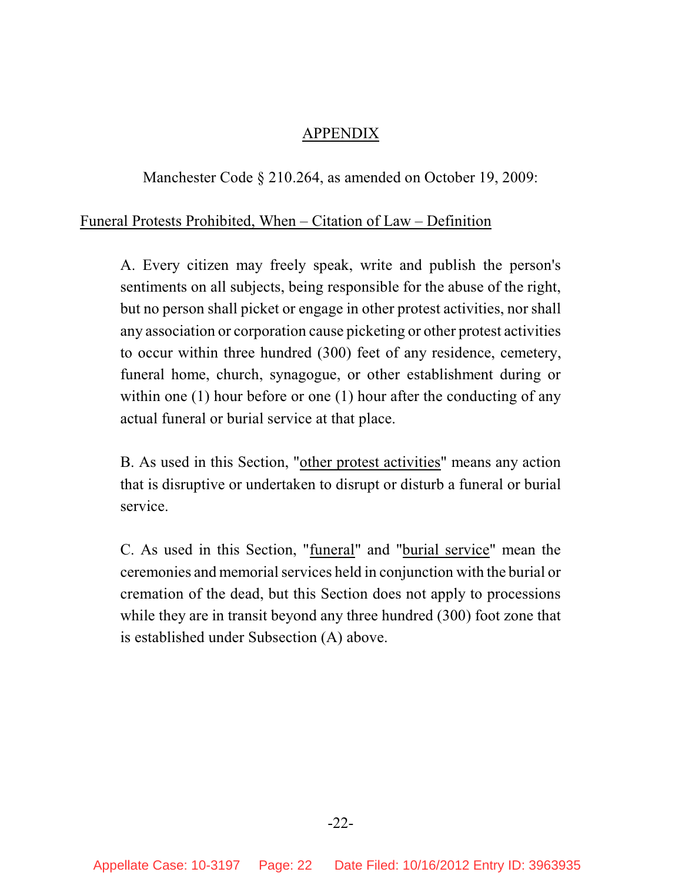## APPENDIX

Manchester Code § 210.264, as amended on October 19, 2009:

Funeral Protests Prohibited, When – Citation of Law – Definition

> A. Every citizen may freely speak, write and publish the person's sentiments on all subjects, being responsible for the abuse of the right, but no person shall picket or engage in other protest activities, nor shall any association or corporation cause picketing or other protest activities to occur within three hundred (300) feet of any residence, cemetery, funeral home, church, synagogue, or other establishment during or within one (1) hour before or one (1) hour after the conducting of any actual funeral or burial service at that place.
>
> B. As used in this Section, "other protest activities" means any action that is disruptive or undertaken to disrupt or disturb a funeral or burial service.
>
> C. As used in this Section, "funeral" and "burial service" mean the ceremonies and memorial services held in conjunction with the burial or cremation of the dead, but this Section does not apply to processions while they are in transit beyond any three hundred (300) foot zone that is established under Subsection (A) above.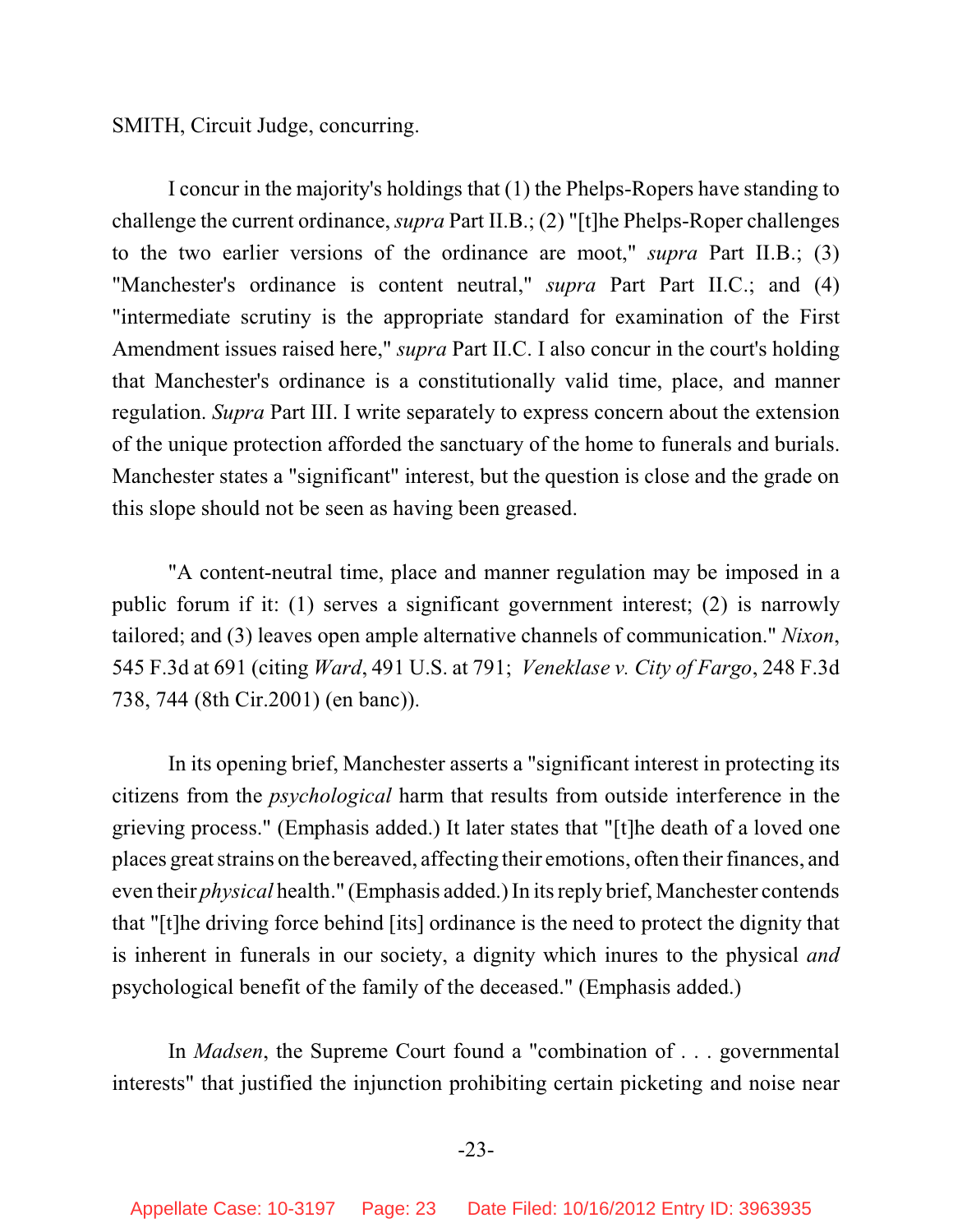SMITH, Circuit Judge, concurring.

I concur in the majority's holdings that (1) the Phelps-Ropers have standing to challenge the current ordinance, *supra* Part II.B.; (2) "[t]he Phelps-Roper challenges to the two earlier versions of the ordinance are moot," *supra* Part II.B.; (3) "Manchester's ordinance is content neutral," *supra* Part Part II.C.; and (4) "intermediate scrutiny is the appropriate standard for examination of the First Amendment issues raised here," *supra* Part II.C. I also concur in the court's holding that Manchester's ordinance is a constitutionally valid time, place, and manner regulation. *Supra* Part III. I write separately to express concern about the extension of the unique protection afforded the sanctuary of the home to funerals and burials. Manchester states a "significant" interest, but the question is close and the grade on this slope should not be seen as having been greased.

"A content-neutral time, place and manner regulation may be imposed in a public forum if it: (1) serves a significant government interest; (2) is narrowly tailored; and (3) leaves open ample alternative channels of communication." *Nixon*, 545 F.3d at 691 (citing *Ward*, 491 U.S. at 791; *Veneklase v. City of Fargo*, 248 F.3d 738, 744 (8th Cir.2001) (en banc)).

In its opening brief, Manchester asserts a "significant interest in protecting its citizens from the *psychological* harm that results from outside interference in the grieving process." (Emphasis added.) It later states that "[t]he death of a loved one places great strains on the bereaved, affecting their emotions, often their finances, and even their *physical* health." (Emphasis added.) In its reply brief, Manchester contends that "[t]he driving force behind [its] ordinance is the need to protect the dignity that is inherent in funerals in our society, a dignity which inures to the physical *and* psychological benefit of the family of the deceased." (Emphasis added.)

In *Madsen*, the Supreme Court found a "combination of . . . governmental interests" that justified the injunction prohibiting certain picketing and noise near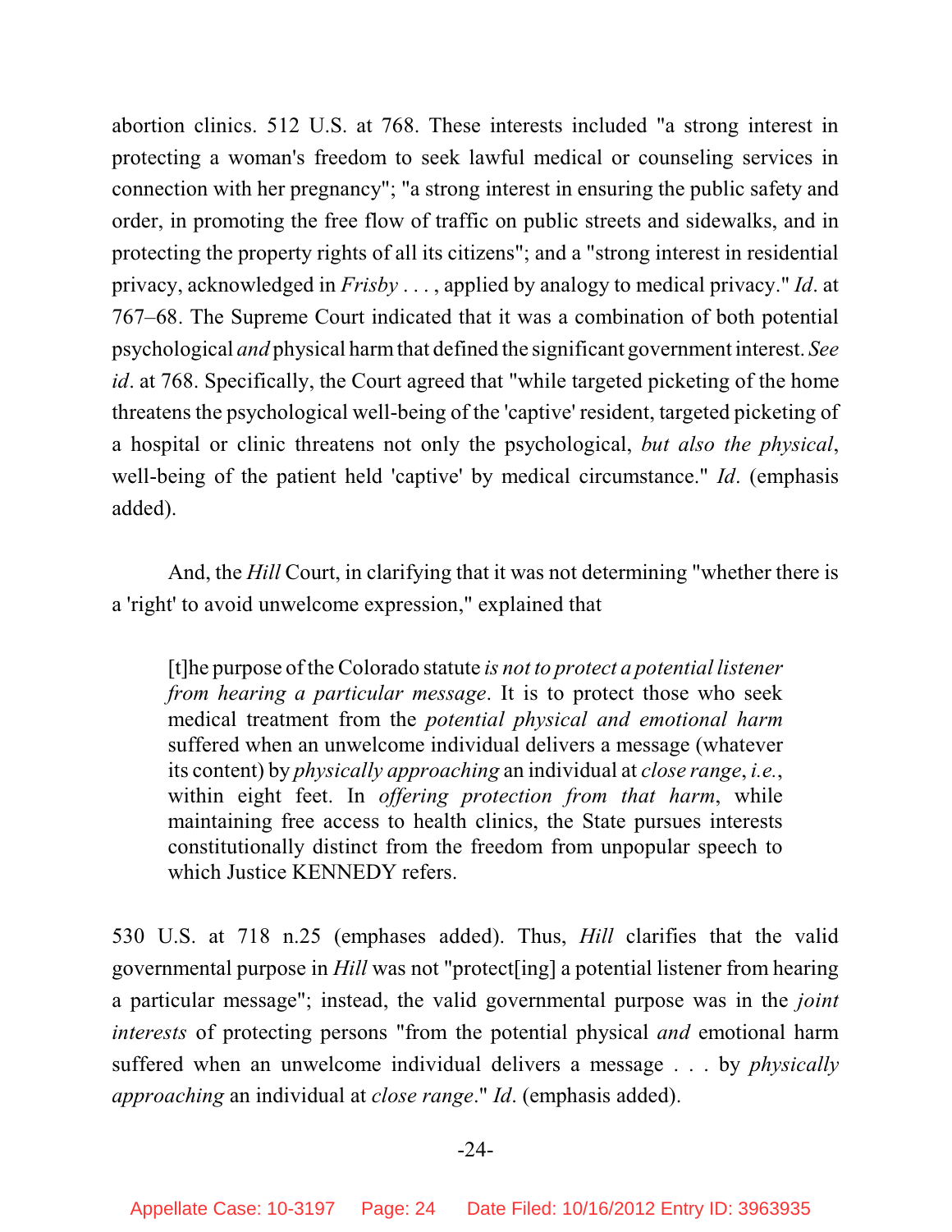abortion clinics. 512 U.S. at 768. These interests included "a strong interest in protecting a woman's freedom to seek lawful medical or counseling services in connection with her pregnancy"; "a strong interest in ensuring the public safety and order, in promoting the free flow of traffic on public streets and sidewalks, and in protecting the property rights of all its citizens"; and a "strong interest in residential privacy, acknowledged in *Frisby* . . . , applied by analogy to medical privacy." *Id*. at 767–68. The Supreme Court indicated that it was a combination of both potential psychological *and* physical harm that defined the significant government interest. *See id*. at 768. Specifically, the Court agreed that "while targeted picketing of the home threatens the psychological well-being of the 'captive' resident, targeted picketing of a hospital or clinic threatens not only the psychological, *but also the physical*, well-being of the patient held 'captive' by medical circumstance." *Id*. (emphasis added).

And, the *Hill* Court, in clarifying that it was not determining "whether there is a 'right' to avoid unwelcome expression," explained that

> [t]he purpose of the Colorado statute *is not to protect a potential listener from hearing a particular message*. It is to protect those who seek medical treatment from the *potential physical and emotional harm* suffered when an unwelcome individual delivers a message (whatever its content) by *physically approaching* an individual at *close range*, *i.e.*, within eight feet. In *offering protection from that harm*, while maintaining free access to health clinics, the State pursues interests constitutionally distinct from the freedom from unpopular speech to which Justice KENNEDY refers.

530 U.S. at 718 n.25 (emphases added). Thus, *Hill* clarifies that the valid governmental purpose in *Hill* was not "protect[ing] a potential listener from hearing a particular message"; instead, the valid governmental purpose was in the *joint interests* of protecting persons "from the potential physical *and* emotional harm suffered when an unwelcome individual delivers a message . . . by *physically approaching* an individual at *close range*." *Id*. (emphasis added).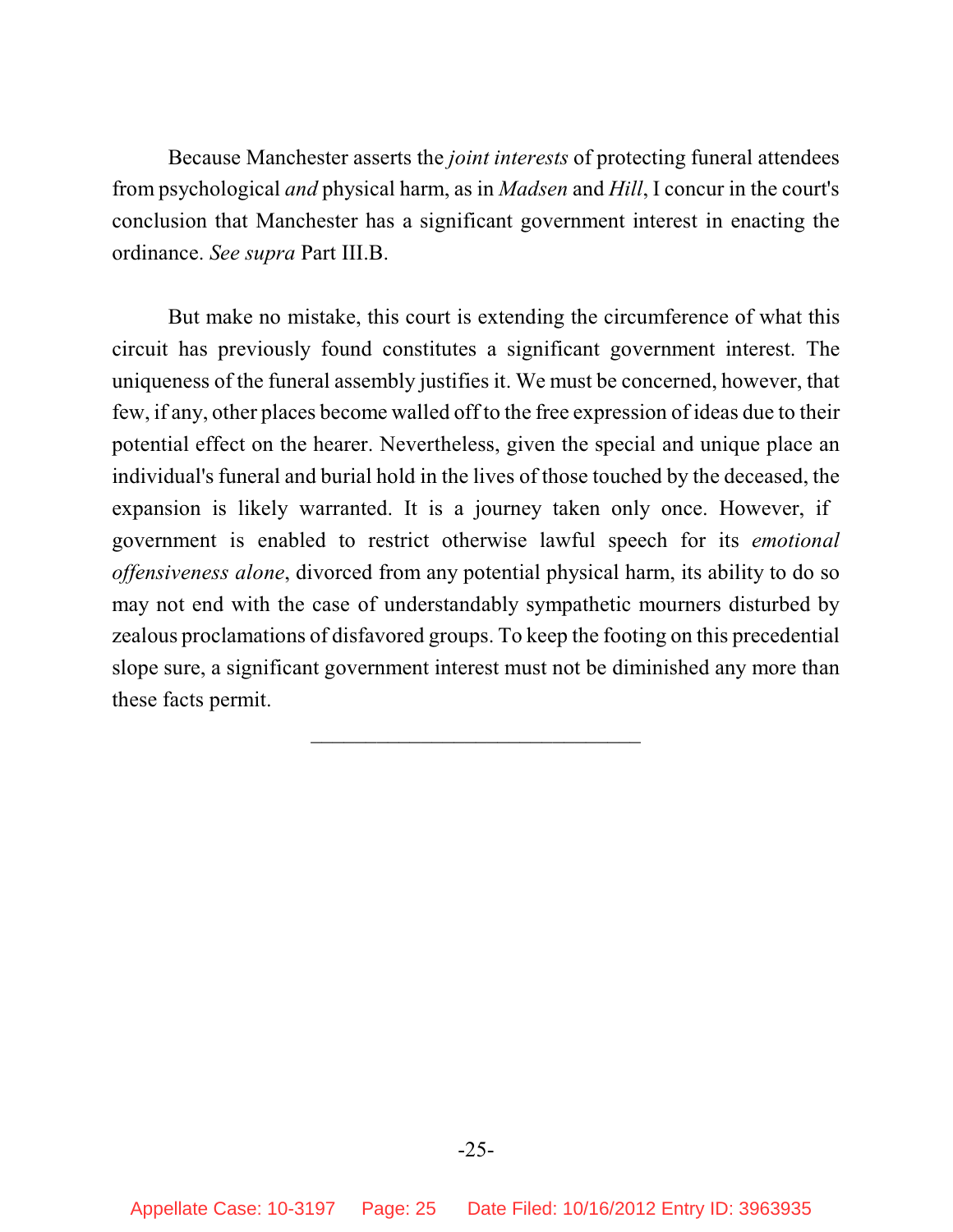Because Manchester asserts the *joint interests* of protecting funeral attendees from psychological *and* physical harm, as in *Madsen* and *Hill*, I concur in the court's conclusion that Manchester has a significant government interest in enacting the ordinance. *See supra* Part III.B.

But make no mistake, this court is extending the circumference of what this circuit has previously found constitutes a significant government interest. The uniqueness of the funeral assembly justifies it. We must be concerned, however, that few, if any, other places become walled off to the free expression of ideas due to their potential effect on the hearer. Nevertheless, given the special and unique place an individual's funeral and burial hold in the lives of those touched by the deceased, the expansion is likely warranted. It is a journey taken only once. However, if government is enabled to restrict otherwise lawful speech for its *emotional offensiveness alone*, divorced from any potential physical harm, its ability to do so may not end with the case of understandably sympathetic mourners disturbed by zealous proclamations of disfavored groups. To keep the footing on this precedential slope sure, a significant government interest must not be diminished any more than these facts permit.

______________________________